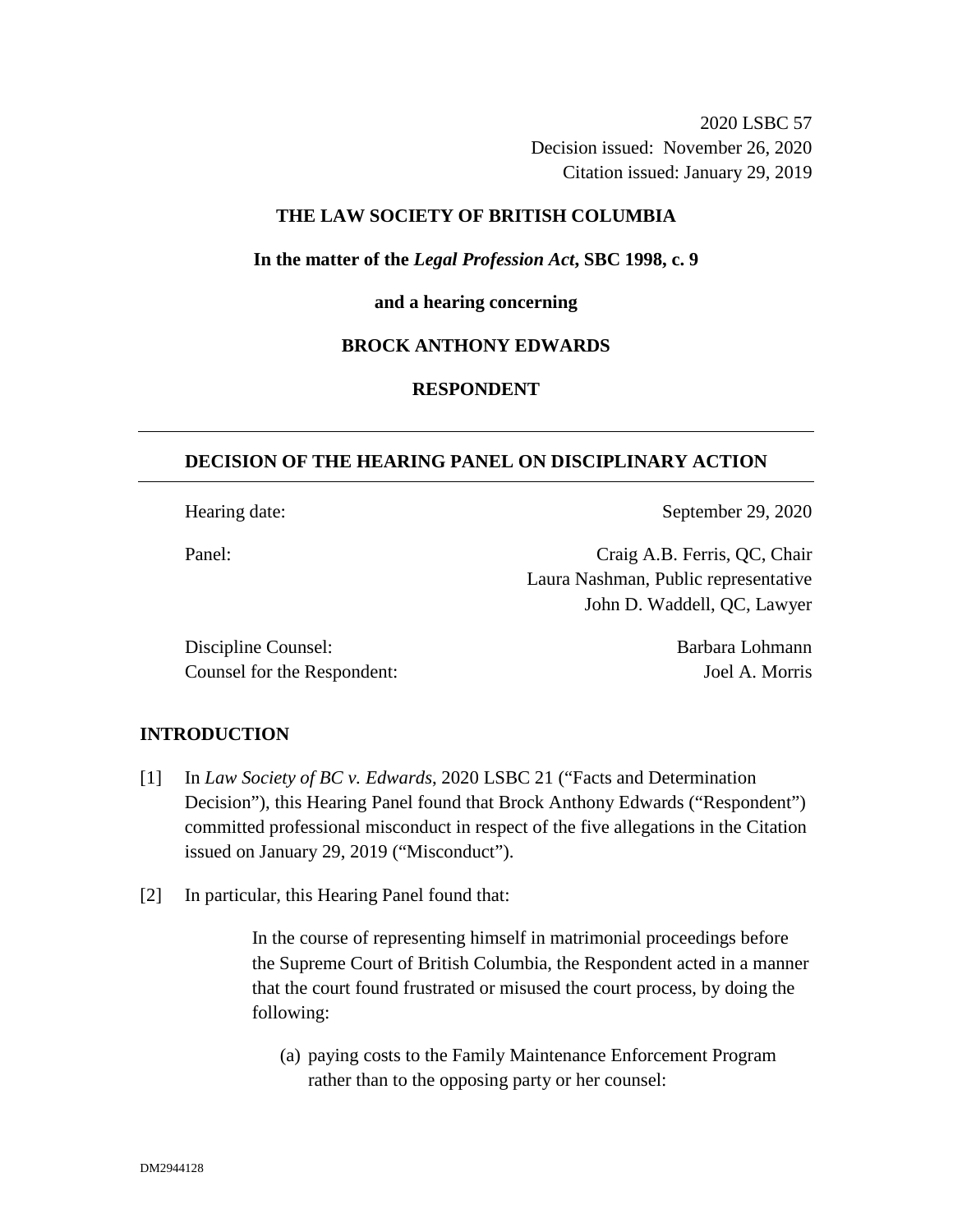2020 LSBC 57
Decision issued: November 26, 2020
Citation issued: January 29, 2019

**THE LAW SOCIETY OF BRITISH COLUMBIA**

**In the matter of the *Legal Profession Act*, SBC 1998, c. 9**

**and a hearing concerning**

**BROCK ANTHONY EDWARDS**

**RESPONDENT**

---

## DECISION OF THE HEARING PANEL ON DISCIPLINARY ACTION

---

| | |
|---|---|
| Hearing date: | September 29, 2020 |
| Panel: | Craig A.B. Ferris, QC, Chair<br>Laura Nashman, Public representative<br>John D. Waddell, QC, Lawyer |
| Discipline Counsel: | Barbara Lohmann |
| Counsel for the Respondent: | Joel A. Morris |

## INTRODUCTION

[1] In *Law Society of BC v. Edwards*, 2020 LSBC 21 ("Facts and Determination Decision"), this Hearing Panel found that Brock Anthony Edwards ("Respondent") committed professional misconduct in respect of the five allegations in the Citation issued on January 29, 2019 ("Misconduct").

[2] In particular, this Hearing Panel found that:

> In the course of representing himself in matrimonial proceedings before the Supreme Court of British Columbia, the Respondent acted in a manner that the court found frustrated or misused the court process, by doing the following:
>
> (a) paying costs to the Family Maintenance Enforcement Program rather than to the opposing party or her counsel: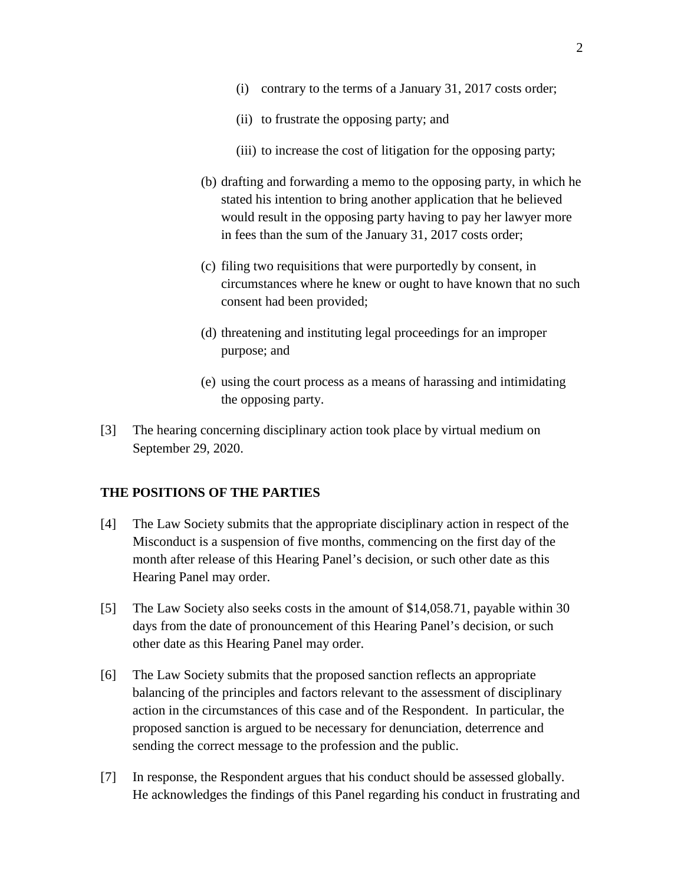(i) contrary to the terms of a January 31, 2017 costs order;

(ii) to frustrate the opposing party; and

(iii) to increase the cost of litigation for the opposing party;

(b) drafting and forwarding a memo to the opposing party, in which he stated his intention to bring another application that he believed would result in the opposing party having to pay her lawyer more in fees than the sum of the January 31, 2017 costs order;

(c) filing two requisitions that were purportedly by consent, in circumstances where he knew or ought to have known that no such consent had been provided;

(d) threatening and instituting legal proceedings for an improper purpose; and

(e) using the court process as a means of harassing and intimidating the opposing party.

[3] The hearing concerning disciplinary action took place by virtual medium on September 29, 2020.

**THE POSITIONS OF THE PARTIES**

[4] The Law Society submits that the appropriate disciplinary action in respect of the Misconduct is a suspension of five months, commencing on the first day of the month after release of this Hearing Panel's decision, or such other date as this Hearing Panel may order.

[5] The Law Society also seeks costs in the amount of $14,058.71, payable within 30 days from the date of pronouncement of this Hearing Panel's decision, or such other date as this Hearing Panel may order.

[6] The Law Society submits that the proposed sanction reflects an appropriate balancing of the principles and factors relevant to the assessment of disciplinary action in the circumstances of this case and of the Respondent. In particular, the proposed sanction is argued to be necessary for denunciation, deterrence and sending the correct message to the profession and the public.

[7] In response, the Respondent argues that his conduct should be assessed globally. He acknowledges the findings of this Panel regarding his conduct in frustrating and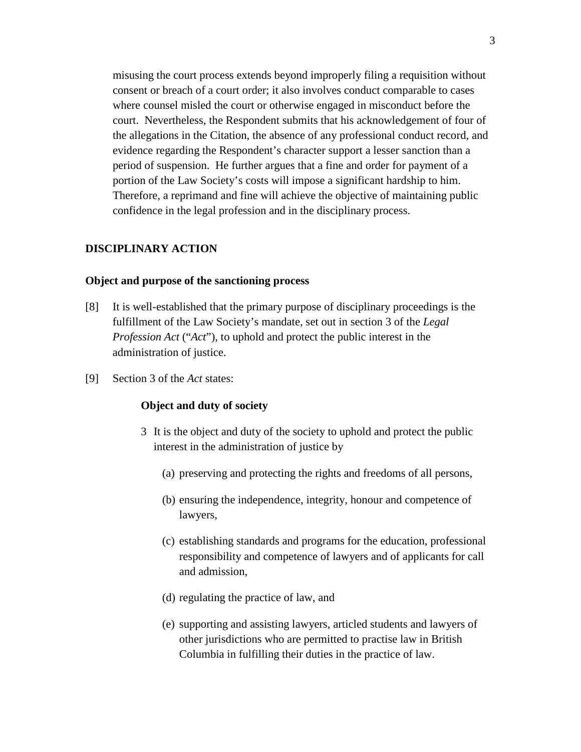misusing the court process extends beyond improperly filing a requisition without consent or breach of a court order; it also involves conduct comparable to cases where counsel misled the court or otherwise engaged in misconduct before the court. Nevertheless, the Respondent submits that his acknowledgement of four of the allegations in the Citation, the absence of any professional conduct record, and evidence regarding the Respondent's character support a lesser sanction than a period of suspension. He further argues that a fine and order for payment of a portion of the Law Society's costs will impose a significant hardship to him. Therefore, a reprimand and fine will achieve the objective of maintaining public confidence in the legal profession and in the disciplinary process.

## DISCIPLINARY ACTION

### Object and purpose of the sanctioning process

[8] It is well-established that the primary purpose of disciplinary proceedings is the fulfillment of the Law Society's mandate, set out in section 3 of the *Legal Profession Act* ("*Act*"), to uphold and protect the public interest in the administration of justice.

[9] Section 3 of the *Act* states:

> **Object and duty of society**
>
> 3 It is the object and duty of the society to uphold and protect the public interest in the administration of justice by
>
> (a) preserving and protecting the rights and freedoms of all persons,
>
> (b) ensuring the independence, integrity, honour and competence of lawyers,
>
> (c) establishing standards and programs for the education, professional responsibility and competence of lawyers and of applicants for call and admission,
>
> (d) regulating the practice of law, and
>
> (e) supporting and assisting lawyers, articled students and lawyers of other jurisdictions who are permitted to practise law in British Columbia in fulfilling their duties in the practice of law.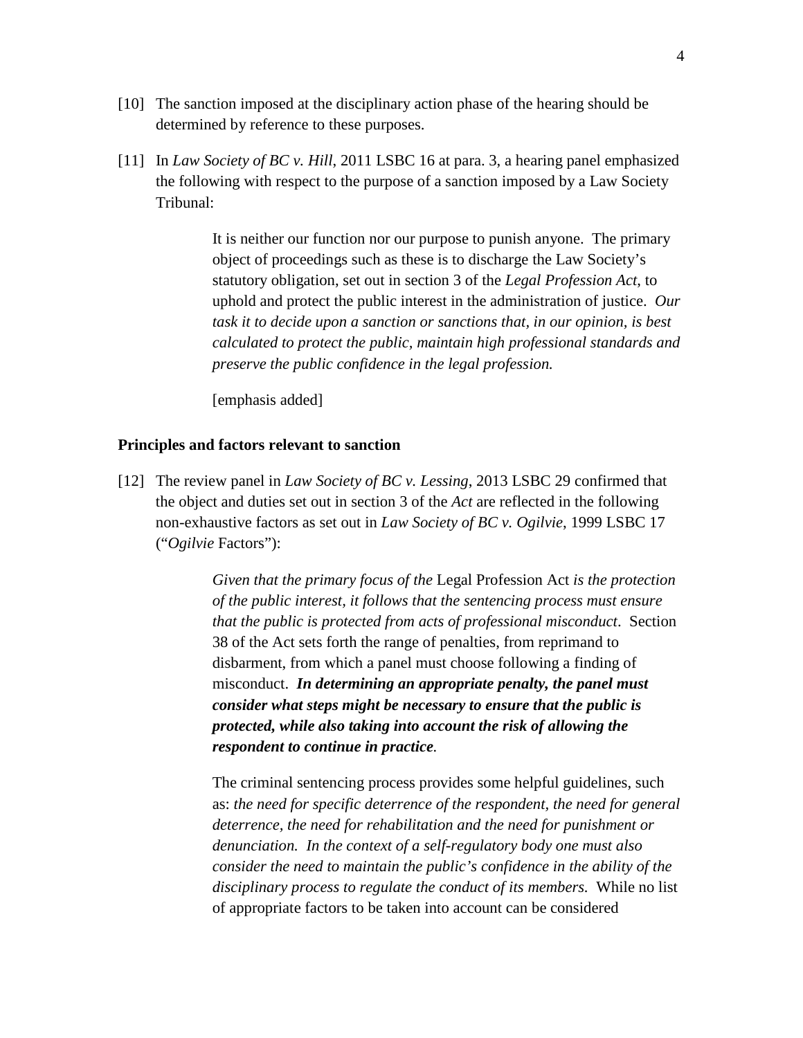[10] The sanction imposed at the disciplinary action phase of the hearing should be determined by reference to these purposes.

[11] In *Law Society of BC v. Hill*, 2011 LSBC 16 at para. 3, a hearing panel emphasized the following with respect to the purpose of a sanction imposed by a Law Society Tribunal:

> It is neither our function nor our purpose to punish anyone. The primary object of proceedings such as these is to discharge the Law Society's statutory obligation, set out in section 3 of the *Legal Profession Act*, to uphold and protect the public interest in the administration of justice. *Our task it to decide upon a sanction or sanctions that, in our opinion, is best calculated to protect the public, maintain high professional standards and preserve the public confidence in the legal profession.*
>
> [emphasis added]

**Principles and factors relevant to sanction**

[12] The review panel in *Law Society of BC v. Lessing*, 2013 LSBC 29 confirmed that the object and duties set out in section 3 of the *Act* are reflected in the following non-exhaustive factors as set out in *Law Society of BC v. Ogilvie*, 1999 LSBC 17 ("*Ogilvie* Factors"):

> *Given that the primary focus of the* Legal Profession Act *is the protection of the public interest, it follows that the sentencing process must ensure that the public is protected from acts of professional misconduct*. Section 38 of the Act sets forth the range of penalties, from reprimand to disbarment, from which a panel must choose following a finding of misconduct. ***In determining an appropriate penalty, the panel must consider what steps might be necessary to ensure that the public is protected, while also taking into account the risk of allowing the respondent to continue in practice*.**
>
> The criminal sentencing process provides some helpful guidelines, such as: *the need for specific deterrence of the respondent, the need for general deterrence, the need for rehabilitation and the need for punishment or denunciation. In the context of a self-regulatory body one must also consider the need to maintain the public's confidence in the ability of the disciplinary process to regulate the conduct of its members.* While no list of appropriate factors to be taken into account can be considered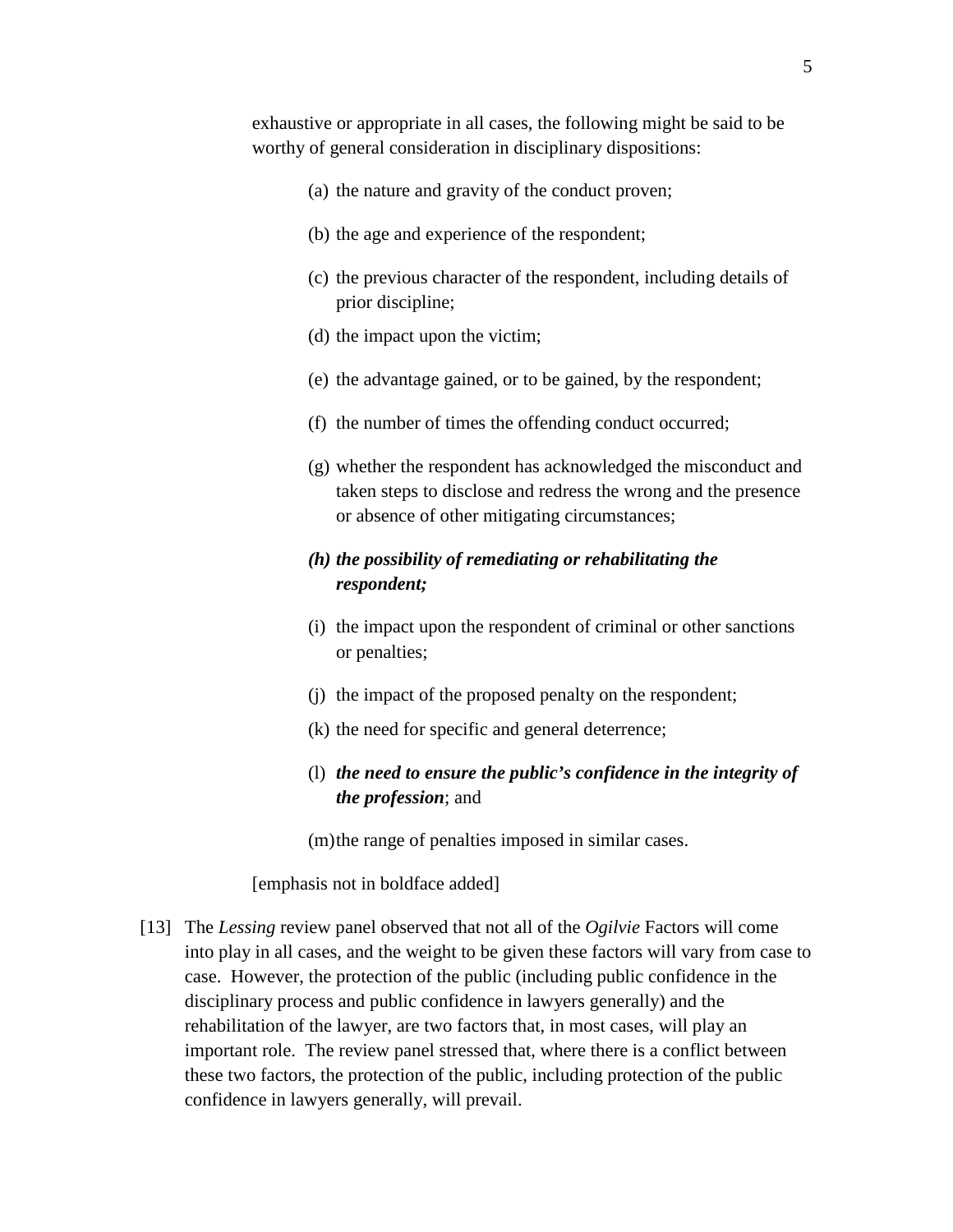exhaustive or appropriate in all cases, the following might be said to be worthy of general consideration in disciplinary dispositions:

> (a) the nature and gravity of the conduct proven;
>
> (b) the age and experience of the respondent;
>
> (c) the previous character of the respondent, including details of prior discipline;
>
> (d) the impact upon the victim;
>
> (e) the advantage gained, or to be gained, by the respondent;
>
> (f) the number of times the offending conduct occurred;
>
> (g) whether the respondent has acknowledged the misconduct and taken steps to disclose and redress the wrong and the presence or absence of other mitigating circumstances;
>
> ***(h) the possibility of remediating or rehabilitating the respondent;***
>
> (i) the impact upon the respondent of criminal or other sanctions or penalties;
>
> (j) the impact of the proposed penalty on the respondent;
>
> (k) the need for specific and general deterrence;
>
> (l) ***the need to ensure the public's confidence in the integrity of the profession***; and
>
> (m) the range of penalties imposed in similar cases.

[emphasis not in boldface added]

[13] The *Lessing* review panel observed that not all of the *Ogilvie* Factors will come into play in all cases, and the weight to be given these factors will vary from case to case. However, the protection of the public (including public confidence in the disciplinary process and public confidence in lawyers generally) and the rehabilitation of the lawyer, are two factors that, in most cases, will play an important role. The review panel stressed that, where there is a conflict between these two factors, the protection of the public, including protection of the public confidence in lawyers generally, will prevail.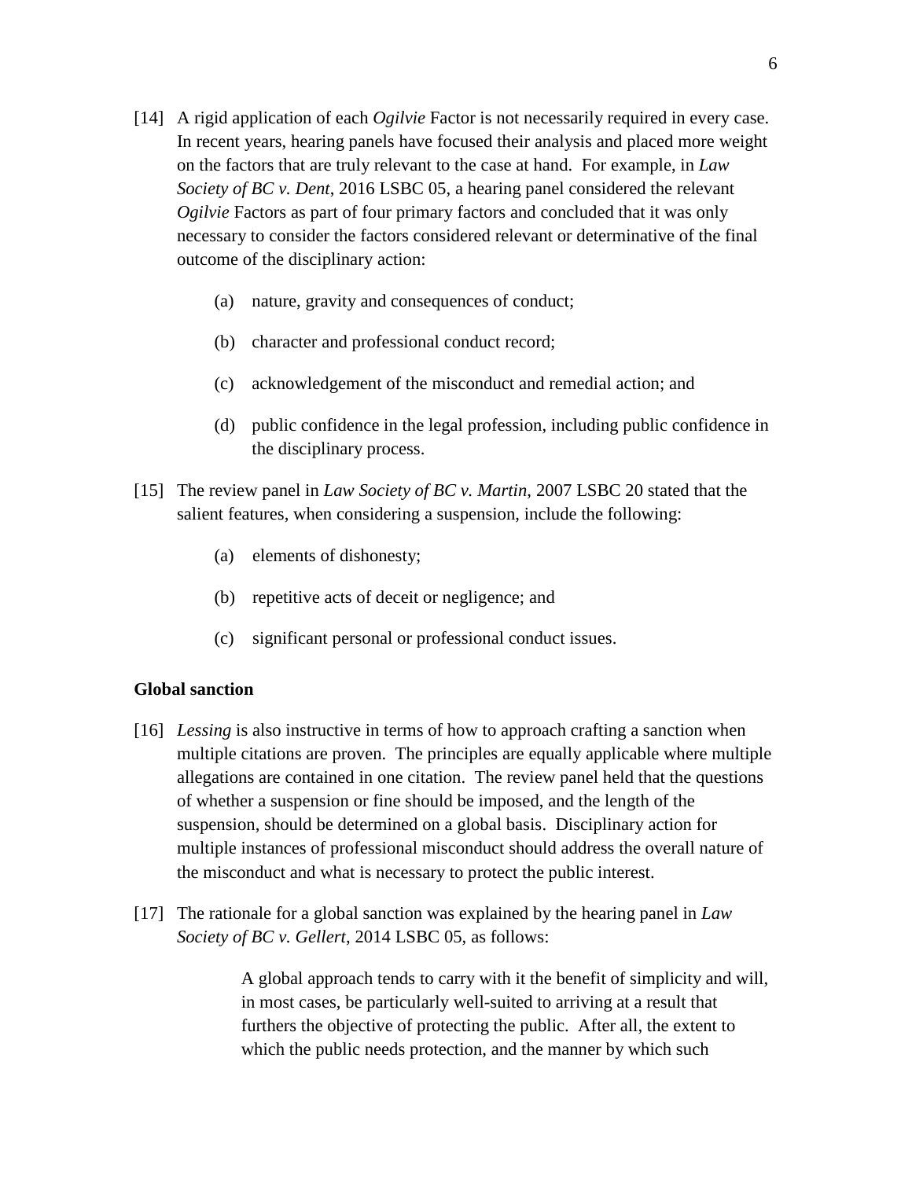[14] A rigid application of each *Ogilvie* Factor is not necessarily required in every case. In recent years, hearing panels have focused their analysis and placed more weight on the factors that are truly relevant to the case at hand. For example, in *Law Society of BC v. Dent*, 2016 LSBC 05, a hearing panel considered the relevant *Ogilvie* Factors as part of four primary factors and concluded that it was only necessary to consider the factors considered relevant or determinative of the final outcome of the disciplinary action:

(a) nature, gravity and consequences of conduct;

(b) character and professional conduct record;

(c) acknowledgement of the misconduct and remedial action; and

(d) public confidence in the legal profession, including public confidence in the disciplinary process.

[15] The review panel in *Law Society of BC v. Martin*, 2007 LSBC 20 stated that the salient features, when considering a suspension, include the following:

(a) elements of dishonesty;

(b) repetitive acts of deceit or negligence; and

(c) significant personal or professional conduct issues.

**Global sanction**

[16] *Lessing* is also instructive in terms of how to approach crafting a sanction when multiple citations are proven. The principles are equally applicable where multiple allegations are contained in one citation. The review panel held that the questions of whether a suspension or fine should be imposed, and the length of the suspension, should be determined on a global basis. Disciplinary action for multiple instances of professional misconduct should address the overall nature of the misconduct and what is necessary to protect the public interest.

[17] The rationale for a global sanction was explained by the hearing panel in *Law Society of BC v. Gellert*, 2014 LSBC 05, as follows:

> A global approach tends to carry with it the benefit of simplicity and will, in most cases, be particularly well-suited to arriving at a result that furthers the objective of protecting the public. After all, the extent to which the public needs protection, and the manner by which such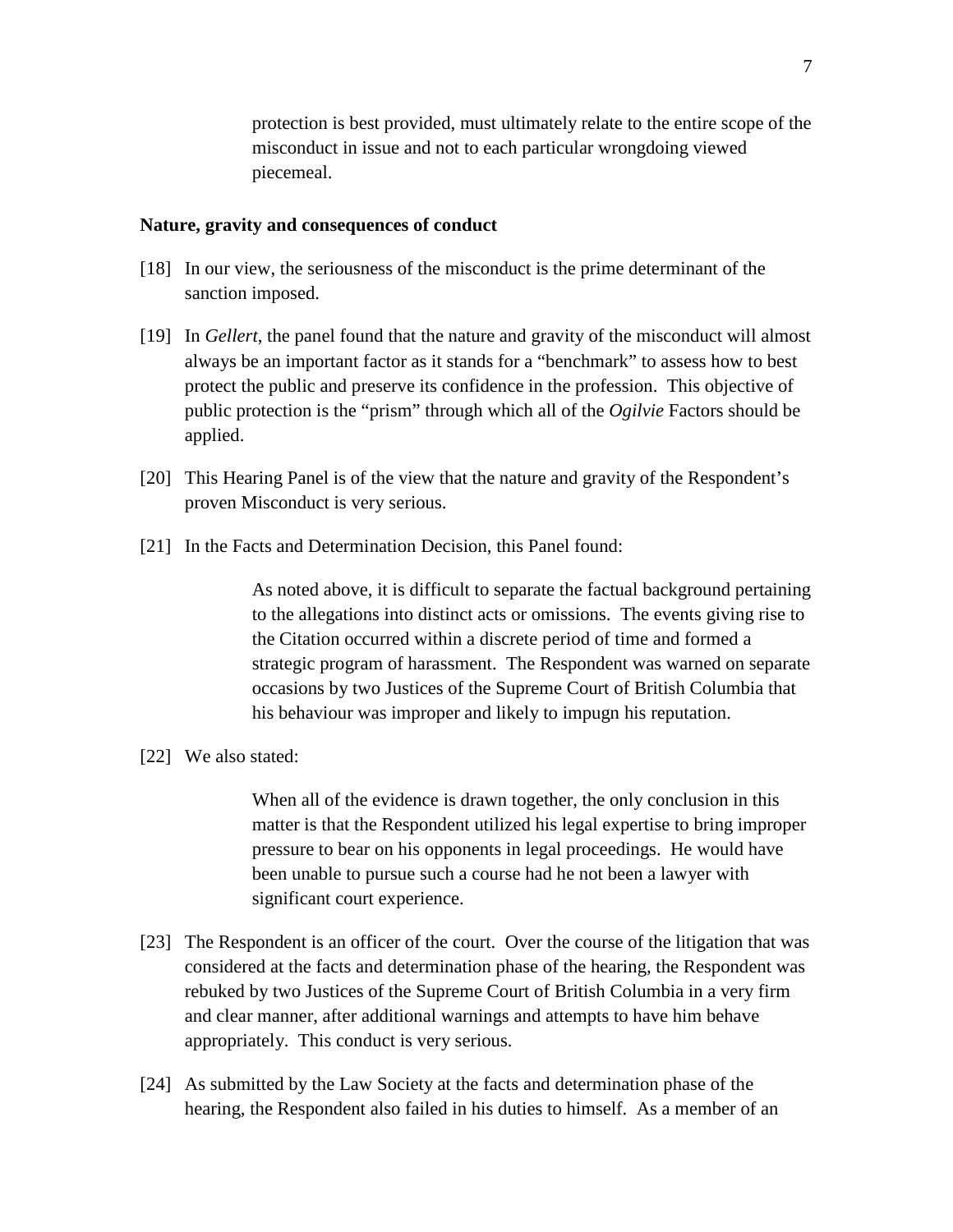protection is best provided, must ultimately relate to the entire scope of the misconduct in issue and not to each particular wrongdoing viewed piecemeal.

**Nature, gravity and consequences of conduct**

[18] In our view, the seriousness of the misconduct is the prime determinant of the sanction imposed.

[19] In *Gellert*, the panel found that the nature and gravity of the misconduct will almost always be an important factor as it stands for a "benchmark" to assess how to best protect the public and preserve its confidence in the profession. This objective of public protection is the "prism" through which all of the *Ogilvie* Factors should be applied.

[20] This Hearing Panel is of the view that the nature and gravity of the Respondent's proven Misconduct is very serious.

[21] In the Facts and Determination Decision, this Panel found:

> As noted above, it is difficult to separate the factual background pertaining to the allegations into distinct acts or omissions. The events giving rise to the Citation occurred within a discrete period of time and formed a strategic program of harassment. The Respondent was warned on separate occasions by two Justices of the Supreme Court of British Columbia that his behaviour was improper and likely to impugn his reputation.

[22] We also stated:

> When all of the evidence is drawn together, the only conclusion in this matter is that the Respondent utilized his legal expertise to bring improper pressure to bear on his opponents in legal proceedings. He would have been unable to pursue such a course had he not been a lawyer with significant court experience.

[23] The Respondent is an officer of the court. Over the course of the litigation that was considered at the facts and determination phase of the hearing, the Respondent was rebuked by two Justices of the Supreme Court of British Columbia in a very firm and clear manner, after additional warnings and attempts to have him behave appropriately. This conduct is very serious.

[24] As submitted by the Law Society at the facts and determination phase of the hearing, the Respondent also failed in his duties to himself. As a member of an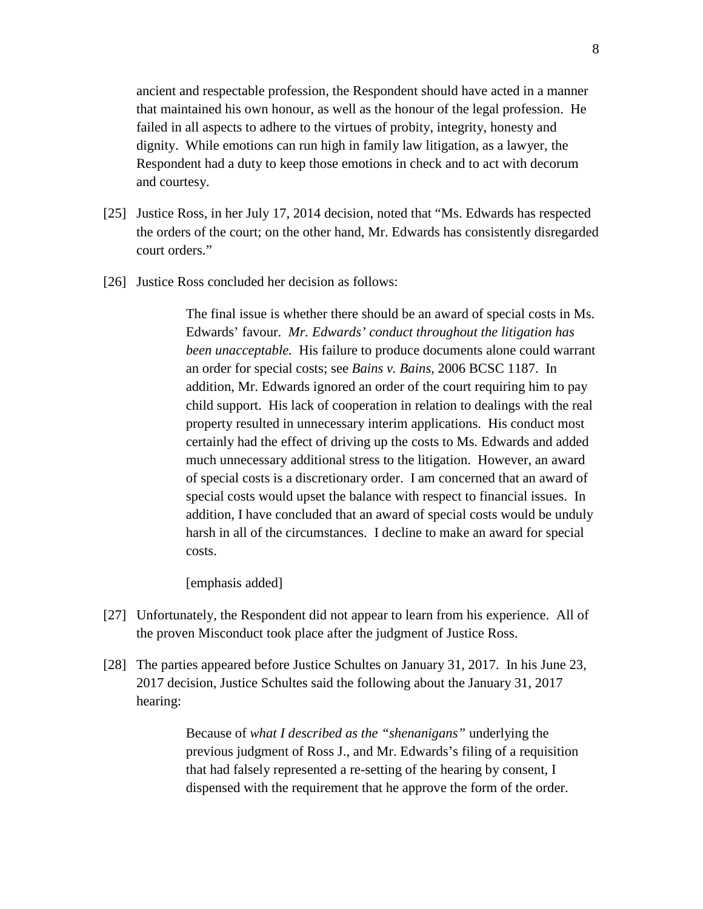ancient and respectable profession, the Respondent should have acted in a manner that maintained his own honour, as well as the honour of the legal profession. He failed in all aspects to adhere to the virtues of probity, integrity, honesty and dignity. While emotions can run high in family law litigation, as a lawyer, the Respondent had a duty to keep those emotions in check and to act with decorum and courtesy.

[25] Justice Ross, in her July 17, 2014 decision, noted that "Ms. Edwards has respected the orders of the court; on the other hand, Mr. Edwards has consistently disregarded court orders."

[26] Justice Ross concluded her decision as follows:

> The final issue is whether there should be an award of special costs in Ms. Edwards' favour. *Mr. Edwards' conduct throughout the litigation has been unacceptable.* His failure to produce documents alone could warrant an order for special costs; see *Bains v. Bains*, 2006 BCSC 1187. In addition, Mr. Edwards ignored an order of the court requiring him to pay child support. His lack of cooperation in relation to dealings with the real property resulted in unnecessary interim applications. His conduct most certainly had the effect of driving up the costs to Ms. Edwards and added much unnecessary additional stress to the litigation. However, an award of special costs is a discretionary order. I am concerned that an award of special costs would upset the balance with respect to financial issues. In addition, I have concluded that an award of special costs would be unduly harsh in all of the circumstances. I decline to make an award for special costs.
>
> [emphasis added]

[27] Unfortunately, the Respondent did not appear to learn from his experience. All of the proven Misconduct took place after the judgment of Justice Ross.

[28] The parties appeared before Justice Schultes on January 31, 2017. In his June 23, 2017 decision, Justice Schultes said the following about the January 31, 2017 hearing:

> Because of *what I described as the "shenanigans"* underlying the previous judgment of Ross J., and Mr. Edwards's filing of a requisition that had falsely represented a re-setting of the hearing by consent, I dispensed with the requirement that he approve the form of the order.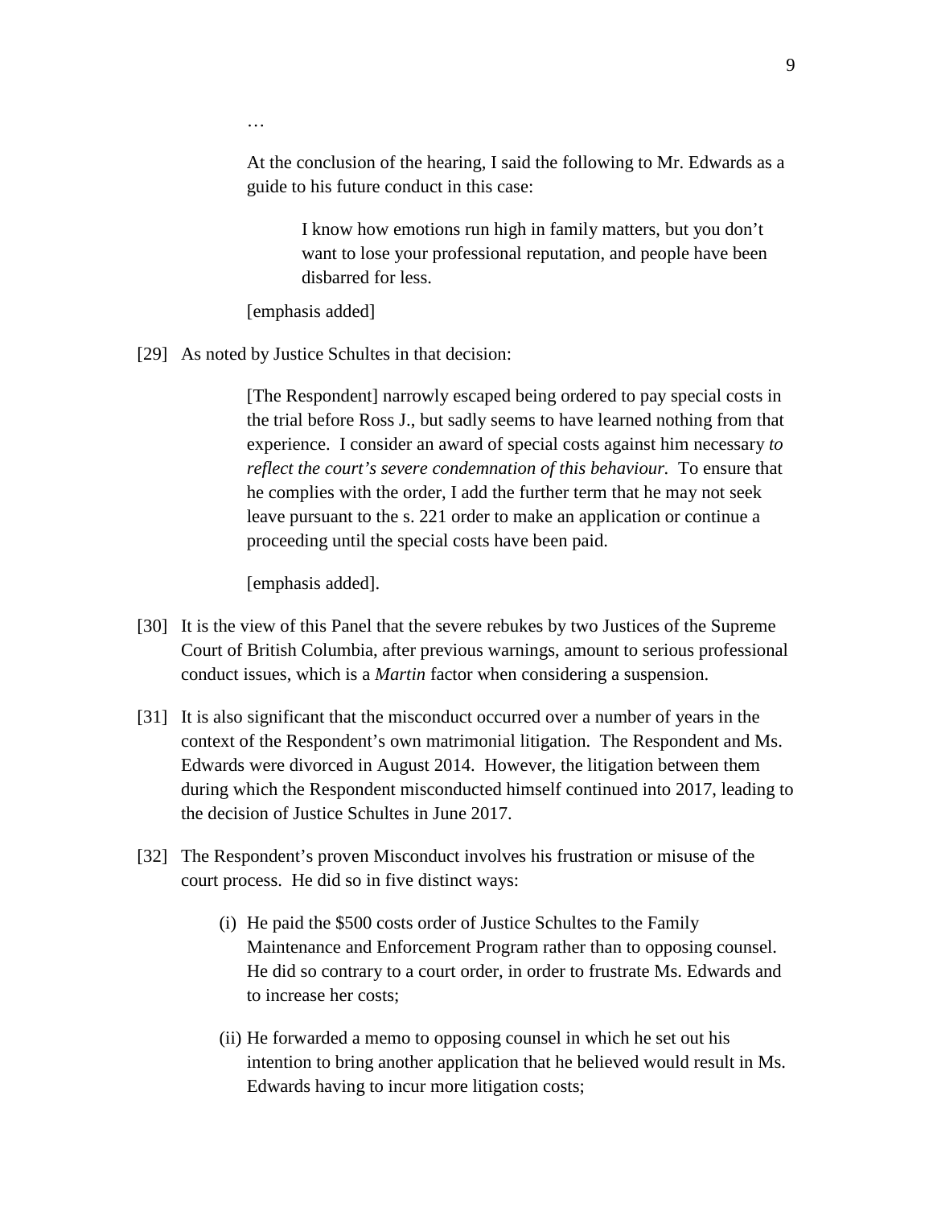…

> At the conclusion of the hearing, I said the following to Mr. Edwards as a guide to his future conduct in this case:
>
> > I know how emotions run high in family matters, but you don't want to lose your professional reputation, and people have been disbarred for less.
>
> [emphasis added]

[29] As noted by Justice Schultes in that decision:

> [The Respondent] narrowly escaped being ordered to pay special costs in the trial before Ross J., but sadly seems to have learned nothing from that experience. I consider an award of special costs against him necessary *to reflect the court's severe condemnation of this behaviour.* To ensure that he complies with the order, I add the further term that he may not seek leave pursuant to the s. 221 order to make an application or continue a proceeding until the special costs have been paid.
>
> [emphasis added].

[30] It is the view of this Panel that the severe rebukes by two Justices of the Supreme Court of British Columbia, after previous warnings, amount to serious professional conduct issues, which is a *Martin* factor when considering a suspension.

[31] It is also significant that the misconduct occurred over a number of years in the context of the Respondent's own matrimonial litigation. The Respondent and Ms. Edwards were divorced in August 2014. However, the litigation between them during which the Respondent misconducted himself continued into 2017, leading to the decision of Justice Schultes in June 2017.

[32] The Respondent's proven Misconduct involves his frustration or misuse of the court process. He did so in five distinct ways:

(i) He paid the $500 costs order of Justice Schultes to the Family Maintenance and Enforcement Program rather than to opposing counsel. He did so contrary to a court order, in order to frustrate Ms. Edwards and to increase her costs;

(ii) He forwarded a memo to opposing counsel in which he set out his intention to bring another application that he believed would result in Ms. Edwards having to incur more litigation costs;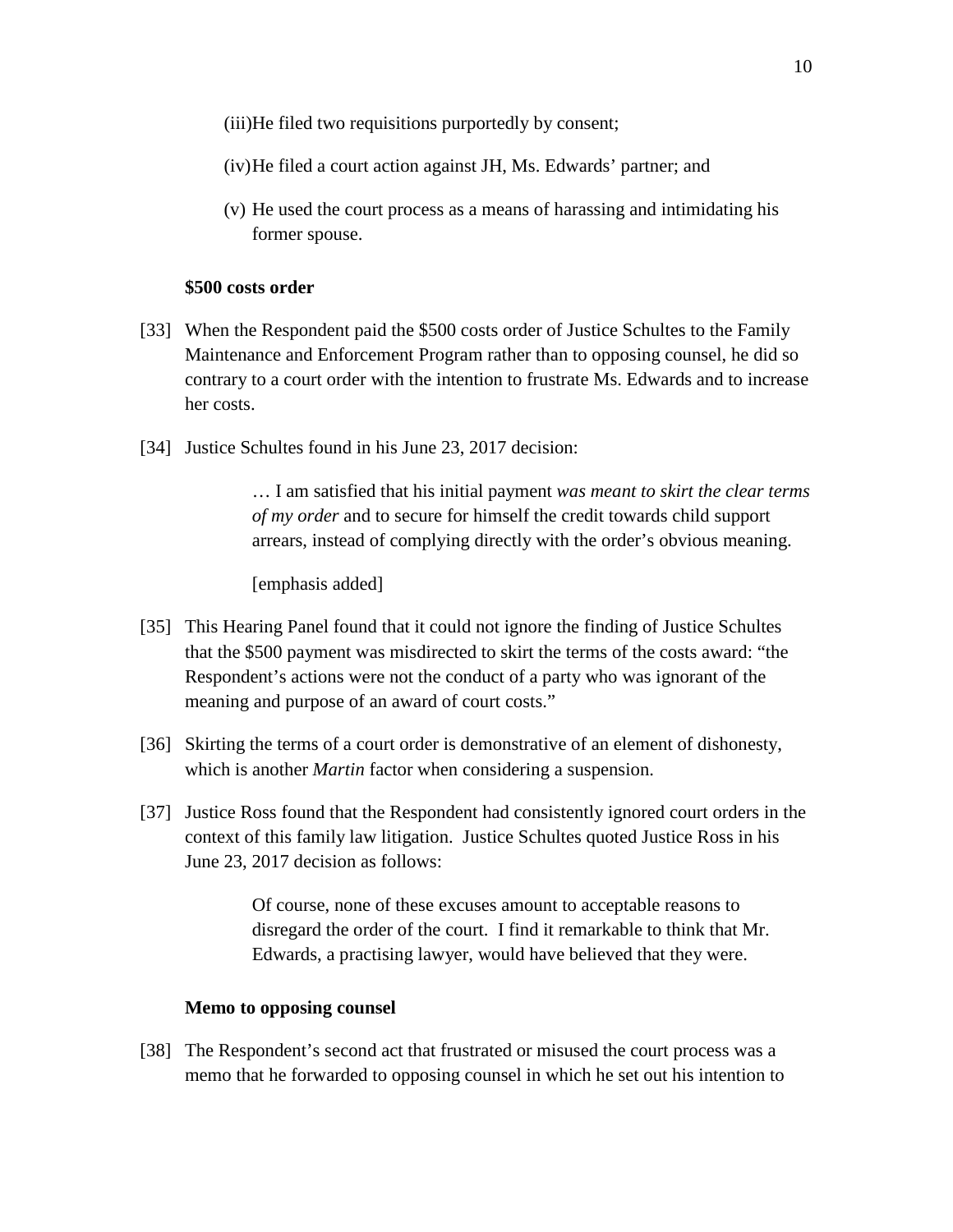(iii) He filed two requisitions purportedly by consent;

(iv) He filed a court action against JH, Ms. Edwards' partner; and

(v) He used the court process as a means of harassing and intimidating his former spouse.

**$500 costs order**

[33] When the Respondent paid the $500 costs order of Justice Schultes to the Family Maintenance and Enforcement Program rather than to opposing counsel, he did so contrary to a court order with the intention to frustrate Ms. Edwards and to increase her costs.

[34] Justice Schultes found in his June 23, 2017 decision:

> … I am satisfied that his initial payment *was meant to skirt the clear terms of my order* and to secure for himself the credit towards child support arrears, instead of complying directly with the order's obvious meaning.
>
> [emphasis added]

[35] This Hearing Panel found that it could not ignore the finding of Justice Schultes that the $500 payment was misdirected to skirt the terms of the costs award: "the Respondent's actions were not the conduct of a party who was ignorant of the meaning and purpose of an award of court costs."

[36] Skirting the terms of a court order is demonstrative of an element of dishonesty, which is another *Martin* factor when considering a suspension.

[37] Justice Ross found that the Respondent had consistently ignored court orders in the context of this family law litigation. Justice Schultes quoted Justice Ross in his June 23, 2017 decision as follows:

> Of course, none of these excuses amount to acceptable reasons to disregard the order of the court. I find it remarkable to think that Mr. Edwards, a practising lawyer, would have believed that they were.

**Memo to opposing counsel**

[38] The Respondent's second act that frustrated or misused the court process was a memo that he forwarded to opposing counsel in which he set out his intention to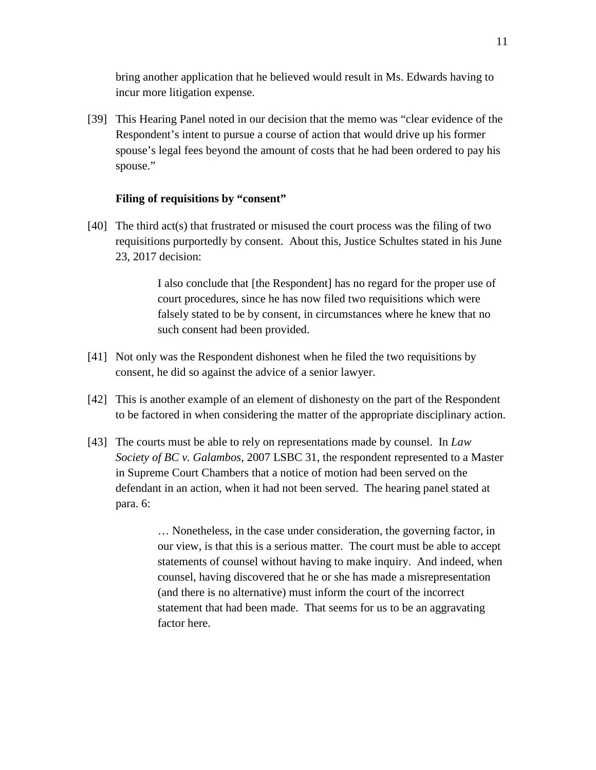bring another application that he believed would result in Ms. Edwards having to incur more litigation expense.

[39] This Hearing Panel noted in our decision that the memo was "clear evidence of the Respondent's intent to pursue a course of action that would drive up his former spouse's legal fees beyond the amount of costs that he had been ordered to pay his spouse."

**Filing of requisitions by "consent"**

[40] The third act(s) that frustrated or misused the court process was the filing of two requisitions purportedly by consent. About this, Justice Schultes stated in his June 23, 2017 decision:

> I also conclude that [the Respondent] has no regard for the proper use of court procedures, since he has now filed two requisitions which were falsely stated to be by consent, in circumstances where he knew that no such consent had been provided.

[41] Not only was the Respondent dishonest when he filed the two requisitions by consent, he did so against the advice of a senior lawyer.

[42] This is another example of an element of dishonesty on the part of the Respondent to be factored in when considering the matter of the appropriate disciplinary action.

[43] The courts must be able to rely on representations made by counsel. In *Law Society of BC v. Galambos*, 2007 LSBC 31, the respondent represented to a Master in Supreme Court Chambers that a notice of motion had been served on the defendant in an action, when it had not been served. The hearing panel stated at para. 6:

> … Nonetheless, in the case under consideration, the governing factor, in our view, is that this is a serious matter. The court must be able to accept statements of counsel without having to make inquiry. And indeed, when counsel, having discovered that he or she has made a misrepresentation (and there is no alternative) must inform the court of the incorrect statement that had been made. That seems for us to be an aggravating factor here.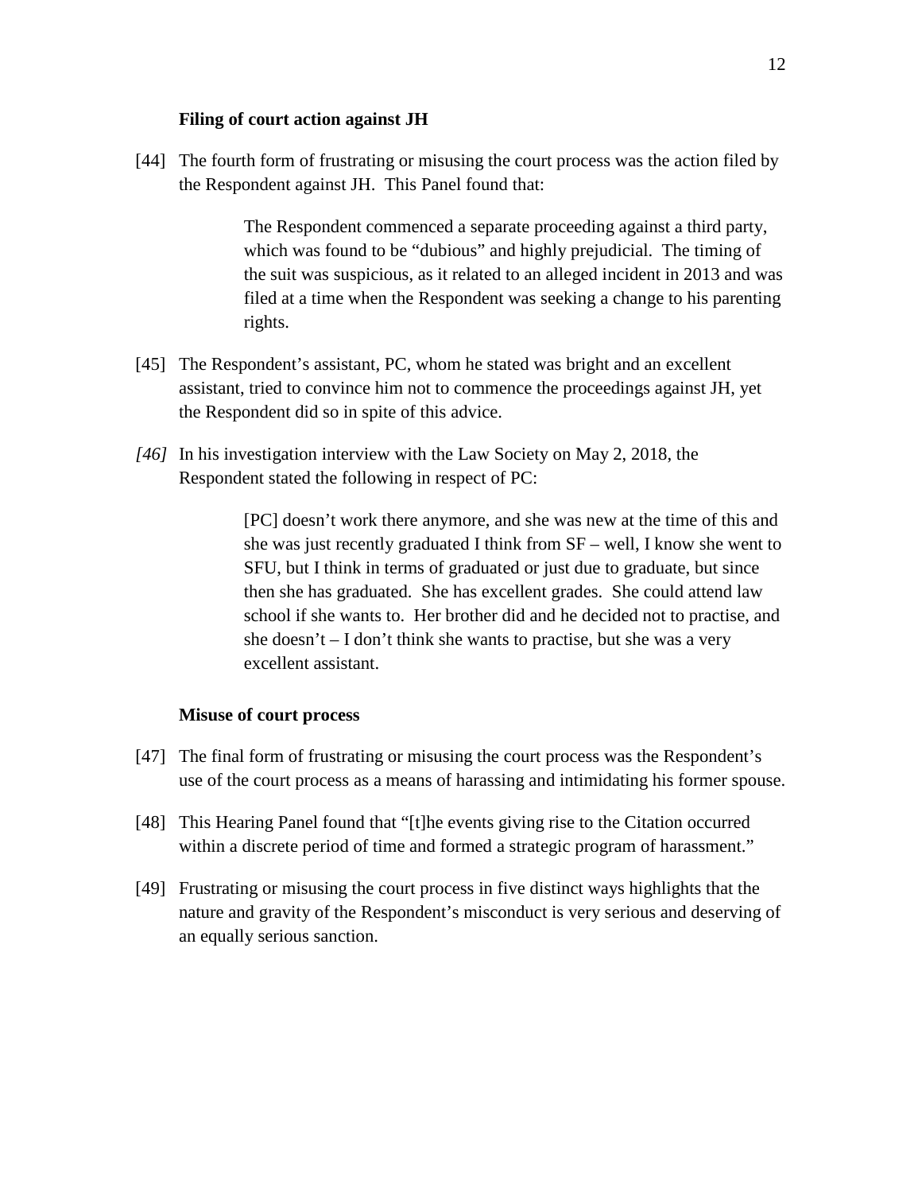**Filing of court action against JH**

[44] The fourth form of frustrating or misusing the court process was the action filed by the Respondent against JH. This Panel found that:

> The Respondent commenced a separate proceeding against a third party, which was found to be "dubious" and highly prejudicial. The timing of the suit was suspicious, as it related to an alleged incident in 2013 and was filed at a time when the Respondent was seeking a change to his parenting rights.

[45] The Respondent's assistant, PC, whom he stated was bright and an excellent assistant, tried to convince him not to commence the proceedings against JH, yet the Respondent did so in spite of this advice.

*[46]* In his investigation interview with the Law Society on May 2, 2018, the Respondent stated the following in respect of PC:

> [PC] doesn't work there anymore, and she was new at the time of this and she was just recently graduated I think from SF – well, I know she went to SFU, but I think in terms of graduated or just due to graduate, but since then she has graduated. She has excellent grades. She could attend law school if she wants to. Her brother did and he decided not to practise, and she doesn't – I don't think she wants to practise, but she was a very excellent assistant.

**Misuse of court process**

[47] The final form of frustrating or misusing the court process was the Respondent's use of the court process as a means of harassing and intimidating his former spouse.

[48] This Hearing Panel found that "[t]he events giving rise to the Citation occurred within a discrete period of time and formed a strategic program of harassment."

[49] Frustrating or misusing the court process in five distinct ways highlights that the nature and gravity of the Respondent's misconduct is very serious and deserving of an equally serious sanction.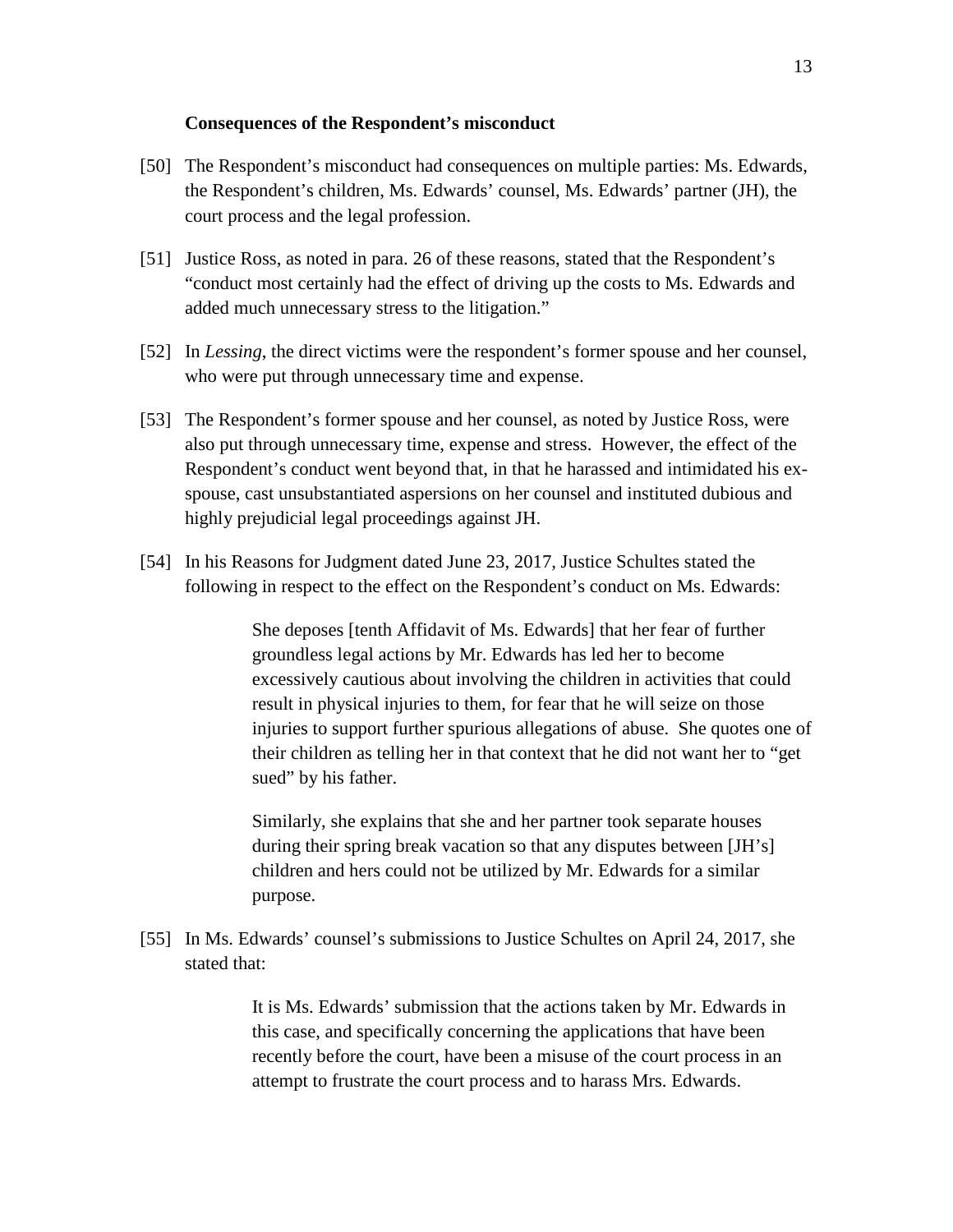**Consequences of the Respondent's misconduct**

[50] The Respondent's misconduct had consequences on multiple parties: Ms. Edwards, the Respondent's children, Ms. Edwards' counsel, Ms. Edwards' partner (JH), the court process and the legal profession.

[51] Justice Ross, as noted in para. 26 of these reasons, stated that the Respondent's "conduct most certainly had the effect of driving up the costs to Ms. Edwards and added much unnecessary stress to the litigation."

[52] In *Lessing*, the direct victims were the respondent's former spouse and her counsel, who were put through unnecessary time and expense.

[53] The Respondent's former spouse and her counsel, as noted by Justice Ross, were also put through unnecessary time, expense and stress. However, the effect of the Respondent's conduct went beyond that, in that he harassed and intimidated his ex-spouse, cast unsubstantiated aspersions on her counsel and instituted dubious and highly prejudicial legal proceedings against JH.

[54] In his Reasons for Judgment dated June 23, 2017, Justice Schultes stated the following in respect to the effect on the Respondent's conduct on Ms. Edwards:

> She deposes [tenth Affidavit of Ms. Edwards] that her fear of further groundless legal actions by Mr. Edwards has led her to become excessively cautious about involving the children in activities that could result in physical injuries to them, for fear that he will seize on those injuries to support further spurious allegations of abuse. She quotes one of their children as telling her in that context that he did not want her to "get sued" by his father.
>
> Similarly, she explains that she and her partner took separate houses during their spring break vacation so that any disputes between [JH's] children and hers could not be utilized by Mr. Edwards for a similar purpose.

[55] In Ms. Edwards' counsel's submissions to Justice Schultes on April 24, 2017, she stated that:

> It is Ms. Edwards' submission that the actions taken by Mr. Edwards in this case, and specifically concerning the applications that have been recently before the court, have been a misuse of the court process in an attempt to frustrate the court process and to harass Mrs. Edwards.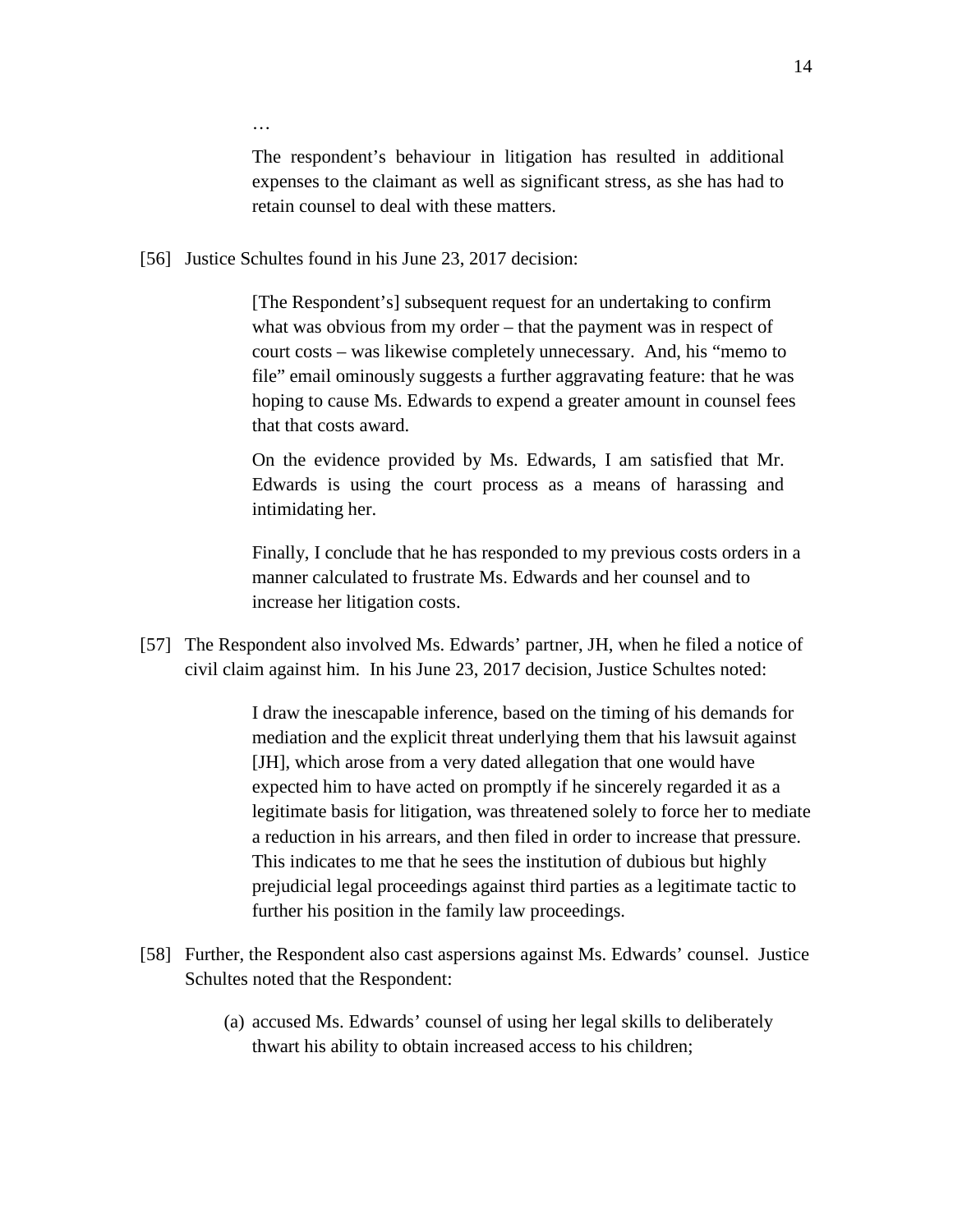> …
>
> The respondent's behaviour in litigation has resulted in additional expenses to the claimant as well as significant stress, as she has had to retain counsel to deal with these matters.

[56] Justice Schultes found in his June 23, 2017 decision:

> [The Respondent's] subsequent request for an undertaking to confirm what was obvious from my order – that the payment was in respect of court costs – was likewise completely unnecessary. And, his "memo to file" email ominously suggests a further aggravating feature: that he was hoping to cause Ms. Edwards to expend a greater amount in counsel fees that that costs award.
>
> On the evidence provided by Ms. Edwards, I am satisfied that Mr. Edwards is using the court process as a means of harassing and intimidating her.
>
> Finally, I conclude that he has responded to my previous costs orders in a manner calculated to frustrate Ms. Edwards and her counsel and to increase her litigation costs.

[57] The Respondent also involved Ms. Edwards' partner, JH, when he filed a notice of civil claim against him. In his June 23, 2017 decision, Justice Schultes noted:

> I draw the inescapable inference, based on the timing of his demands for mediation and the explicit threat underlying them that his lawsuit against [JH], which arose from a very dated allegation that one would have expected him to have acted on promptly if he sincerely regarded it as a legitimate basis for litigation, was threatened solely to force her to mediate a reduction in his arrears, and then filed in order to increase that pressure. This indicates to me that he sees the institution of dubious but highly prejudicial legal proceedings against third parties as a legitimate tactic to further his position in the family law proceedings.

[58] Further, the Respondent also cast aspersions against Ms. Edwards' counsel. Justice Schultes noted that the Respondent:

(a) accused Ms. Edwards' counsel of using her legal skills to deliberately thwart his ability to obtain increased access to his children;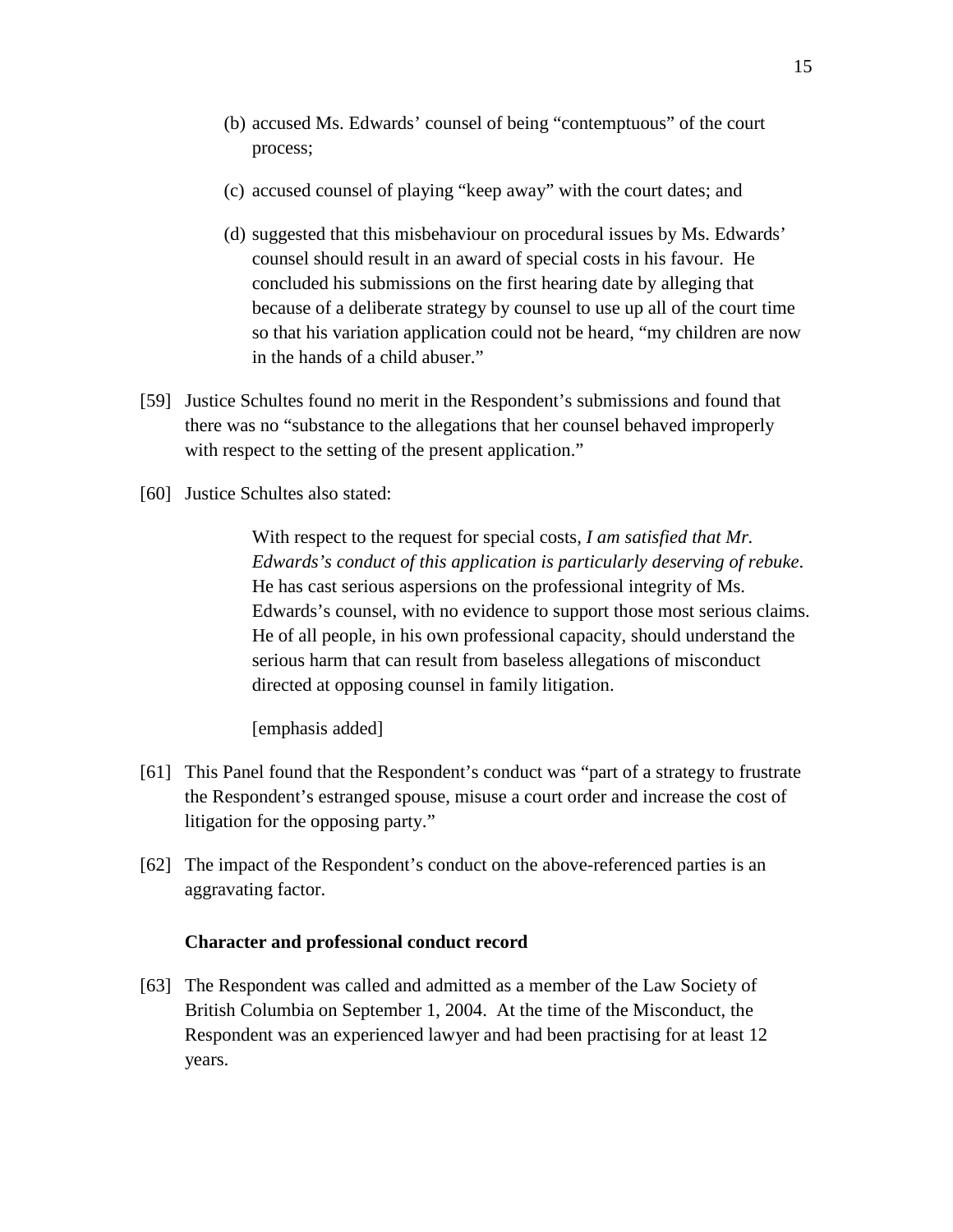(b) accused Ms. Edwards' counsel of being "contemptuous" of the court process;

(c) accused counsel of playing "keep away" with the court dates; and

(d) suggested that this misbehaviour on procedural issues by Ms. Edwards' counsel should result in an award of special costs in his favour. He concluded his submissions on the first hearing date by alleging that because of a deliberate strategy by counsel to use up all of the court time so that his variation application could not be heard, "my children are now in the hands of a child abuser."

[59] Justice Schultes found no merit in the Respondent's submissions and found that there was no "substance to the allegations that her counsel behaved improperly with respect to the setting of the present application."

[60] Justice Schultes also stated:

> With respect to the request for special costs, *I am satisfied that Mr. Edwards's conduct of this application is particularly deserving of rebuke*. He has cast serious aspersions on the professional integrity of Ms. Edwards's counsel, with no evidence to support those most serious claims. He of all people, in his own professional capacity, should understand the serious harm that can result from baseless allegations of misconduct directed at opposing counsel in family litigation.
>
> [emphasis added]

[61] This Panel found that the Respondent's conduct was "part of a strategy to frustrate the Respondent's estranged spouse, misuse a court order and increase the cost of litigation for the opposing party."

[62] The impact of the Respondent's conduct on the above-referenced parties is an aggravating factor.

### Character and professional conduct record

[63] The Respondent was called and admitted as a member of the Law Society of British Columbia on September 1, 2004. At the time of the Misconduct, the Respondent was an experienced lawyer and had been practising for at least 12 years.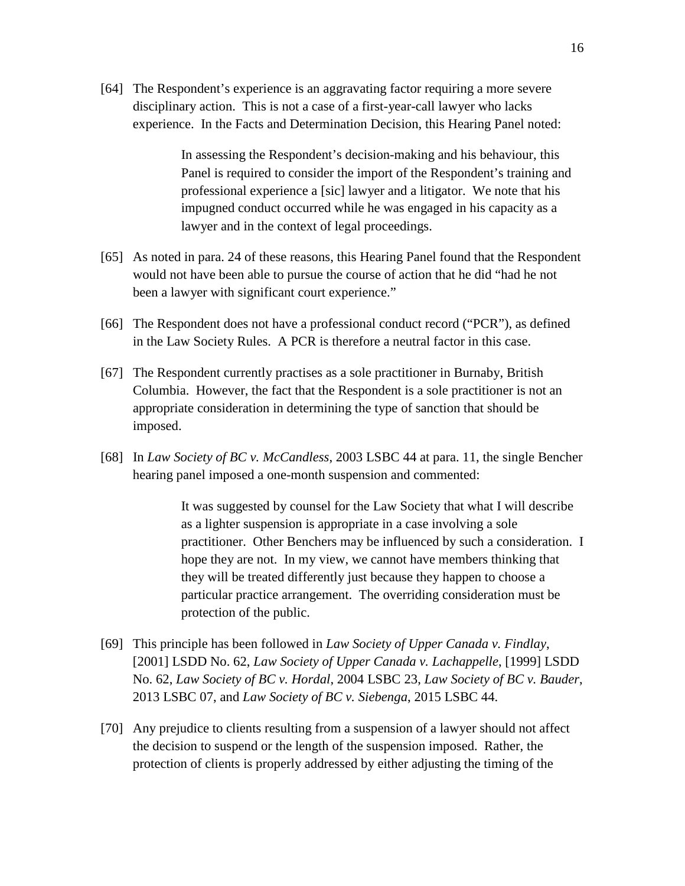[64] The Respondent's experience is an aggravating factor requiring a more severe disciplinary action. This is not a case of a first-year-call lawyer who lacks experience. In the Facts and Determination Decision, this Hearing Panel noted:

> In assessing the Respondent's decision-making and his behaviour, this Panel is required to consider the import of the Respondent's training and professional experience a [sic] lawyer and a litigator. We note that his impugned conduct occurred while he was engaged in his capacity as a lawyer and in the context of legal proceedings.

[65] As noted in para. 24 of these reasons, this Hearing Panel found that the Respondent would not have been able to pursue the course of action that he did "had he not been a lawyer with significant court experience."

[66] The Respondent does not have a professional conduct record ("PCR"), as defined in the Law Society Rules. A PCR is therefore a neutral factor in this case.

[67] The Respondent currently practises as a sole practitioner in Burnaby, British Columbia. However, the fact that the Respondent is a sole practitioner is not an appropriate consideration in determining the type of sanction that should be imposed.

[68] In *Law Society of BC v. McCandless*, 2003 LSBC 44 at para. 11, the single Bencher hearing panel imposed a one-month suspension and commented:

> It was suggested by counsel for the Law Society that what I will describe as a lighter suspension is appropriate in a case involving a sole practitioner. Other Benchers may be influenced by such a consideration. I hope they are not. In my view, we cannot have members thinking that they will be treated differently just because they happen to choose a particular practice arrangement. The overriding consideration must be protection of the public.

[69] This principle has been followed in *Law Society of Upper Canada v. Findlay*, [2001] LSDD No. 62, *Law Society of Upper Canada v. Lachappelle*, [1999] LSDD No. 62, *Law Society of BC v. Hordal*, 2004 LSBC 23, *Law Society of BC v. Bauder*, 2013 LSBC 07, and *Law Society of BC v. Siebenga*, 2015 LSBC 44.

[70] Any prejudice to clients resulting from a suspension of a lawyer should not affect the decision to suspend or the length of the suspension imposed. Rather, the protection of clients is properly addressed by either adjusting the timing of the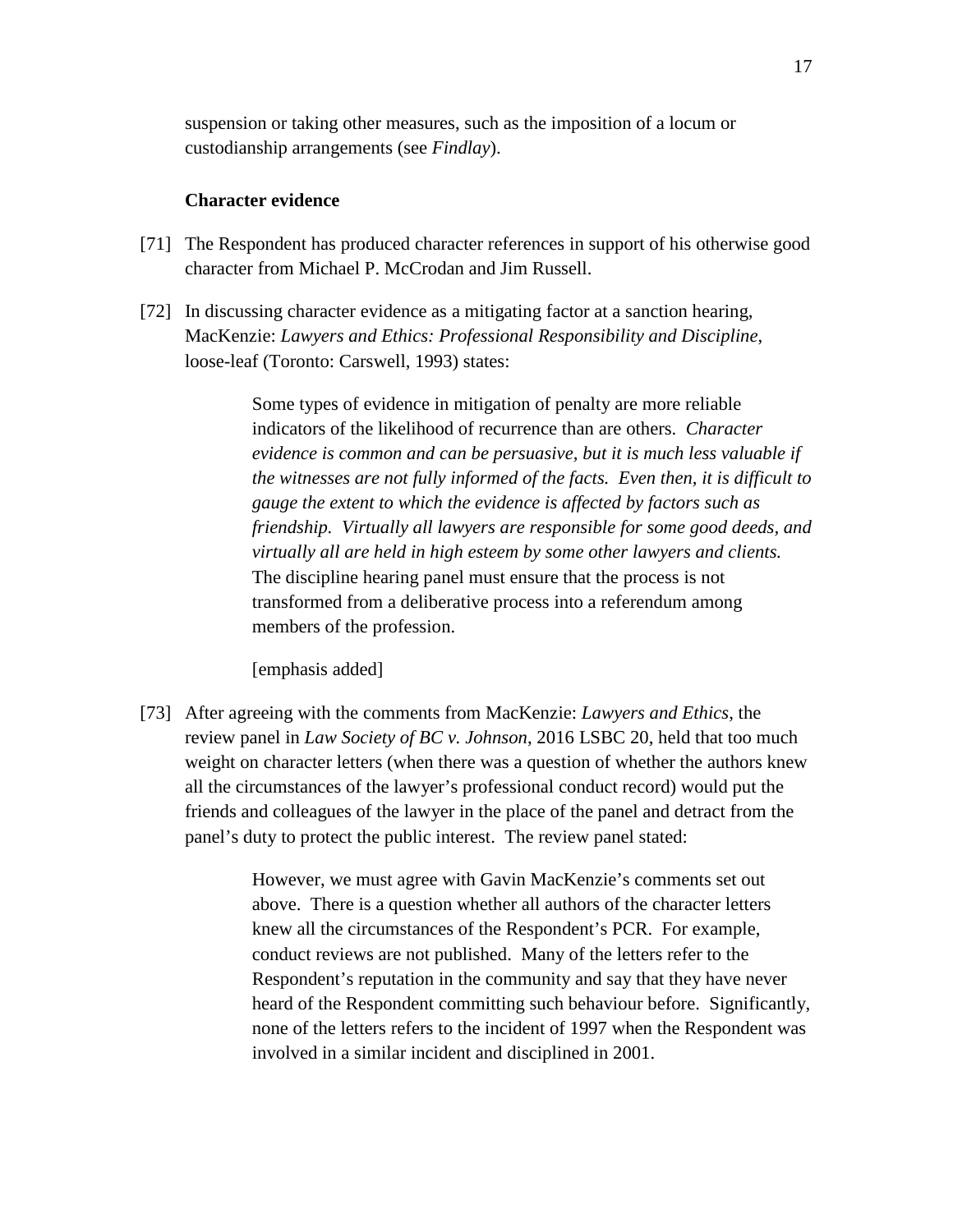suspension or taking other measures, such as the imposition of a locum or custodianship arrangements (see *Findlay*).

**Character evidence**

[71] The Respondent has produced character references in support of his otherwise good character from Michael P. McCrodan and Jim Russell.

[72] In discussing character evidence as a mitigating factor at a sanction hearing, MacKenzie: *Lawyers and Ethics: Professional Responsibility and Discipline*, loose-leaf (Toronto: Carswell, 1993) states:

> Some types of evidence in mitigation of penalty are more reliable indicators of the likelihood of recurrence than are others. *Character evidence is common and can be persuasive, but it is much less valuable if the witnesses are not fully informed of the facts. Even then, it is difficult to gauge the extent to which the evidence is affected by factors such as friendship. Virtually all lawyers are responsible for some good deeds, and virtually all are held in high esteem by some other lawyers and clients.* The discipline hearing panel must ensure that the process is not transformed from a deliberative process into a referendum among members of the profession.
>
> [emphasis added]

[73] After agreeing with the comments from MacKenzie: *Lawyers and Ethics*, the review panel in *Law Society of BC v. Johnson*, 2016 LSBC 20, held that too much weight on character letters (when there was a question of whether the authors knew all the circumstances of the lawyer's professional conduct record) would put the friends and colleagues of the lawyer in the place of the panel and detract from the panel's duty to protect the public interest. The review panel stated:

> However, we must agree with Gavin MacKenzie's comments set out above. There is a question whether all authors of the character letters knew all the circumstances of the Respondent's PCR. For example, conduct reviews are not published. Many of the letters refer to the Respondent's reputation in the community and say that they have never heard of the Respondent committing such behaviour before. Significantly, none of the letters refers to the incident of 1997 when the Respondent was involved in a similar incident and disciplined in 2001.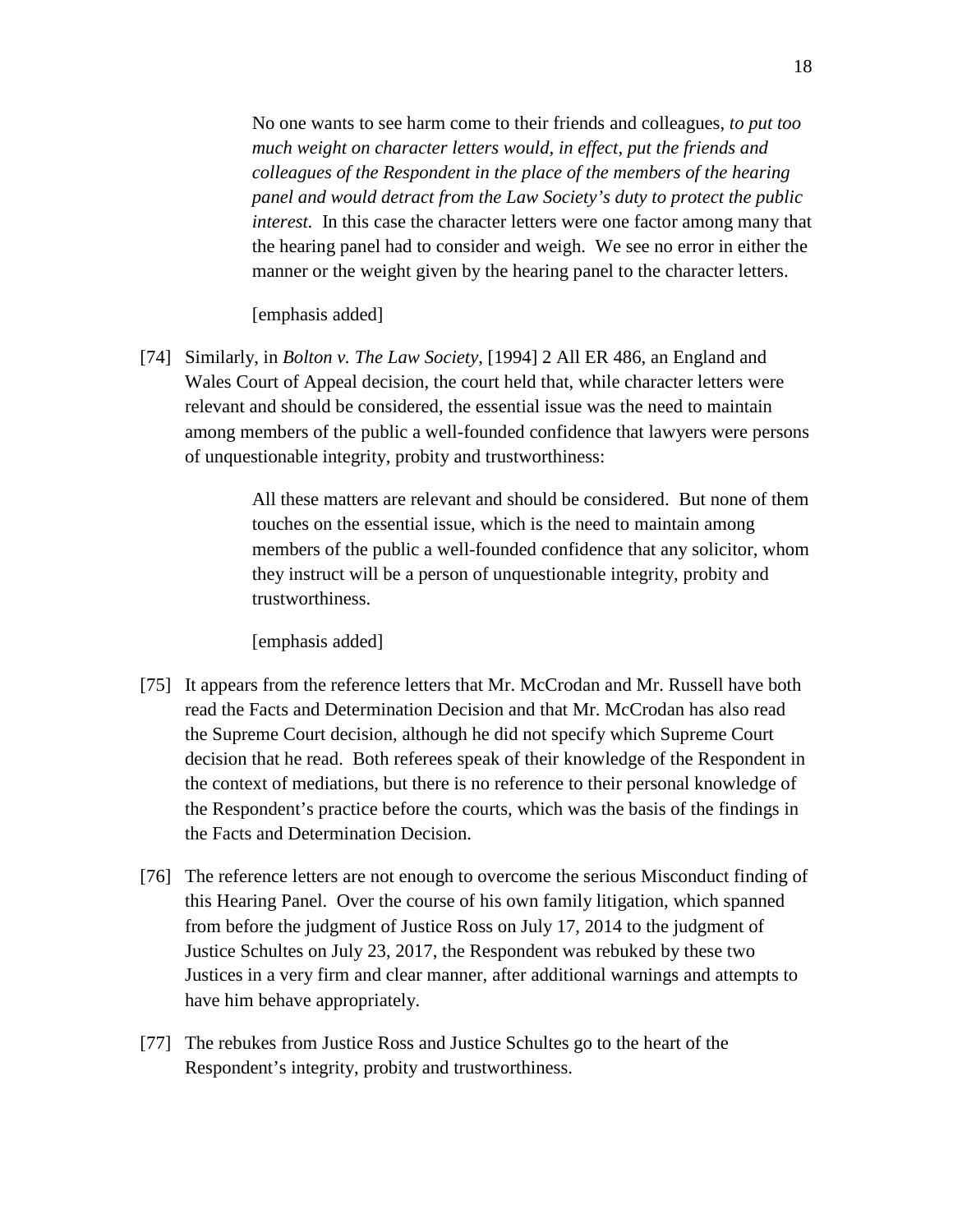> No one wants to see harm come to their friends and colleagues, *to put too much weight on character letters would, in effect, put the friends and colleagues of the Respondent in the place of the members of the hearing panel and would detract from the Law Society's duty to protect the public interest.* In this case the character letters were one factor among many that the hearing panel had to consider and weigh. We see no error in either the manner or the weight given by the hearing panel to the character letters.
>
> [emphasis added]

[74] Similarly, in *Bolton v. The Law Society*, [1994] 2 All ER 486, an England and Wales Court of Appeal decision, the court held that, while character letters were relevant and should be considered, the essential issue was the need to maintain among members of the public a well-founded confidence that lawyers were persons of unquestionable integrity, probity and trustworthiness:

> All these matters are relevant and should be considered. But none of them touches on the essential issue, which is the need to maintain among members of the public a well-founded confidence that any solicitor, whom they instruct will be a person of unquestionable integrity, probity and trustworthiness.
>
> [emphasis added]

[75] It appears from the reference letters that Mr. McCrodan and Mr. Russell have both read the Facts and Determination Decision and that Mr. McCrodan has also read the Supreme Court decision, although he did not specify which Supreme Court decision that he read. Both referees speak of their knowledge of the Respondent in the context of mediations, but there is no reference to their personal knowledge of the Respondent's practice before the courts, which was the basis of the findings in the Facts and Determination Decision.

[76] The reference letters are not enough to overcome the serious Misconduct finding of this Hearing Panel. Over the course of his own family litigation, which spanned from before the judgment of Justice Ross on July 17, 2014 to the judgment of Justice Schultes on July 23, 2017, the Respondent was rebuked by these two Justices in a very firm and clear manner, after additional warnings and attempts to have him behave appropriately.

[77] The rebukes from Justice Ross and Justice Schultes go to the heart of the Respondent's integrity, probity and trustworthiness.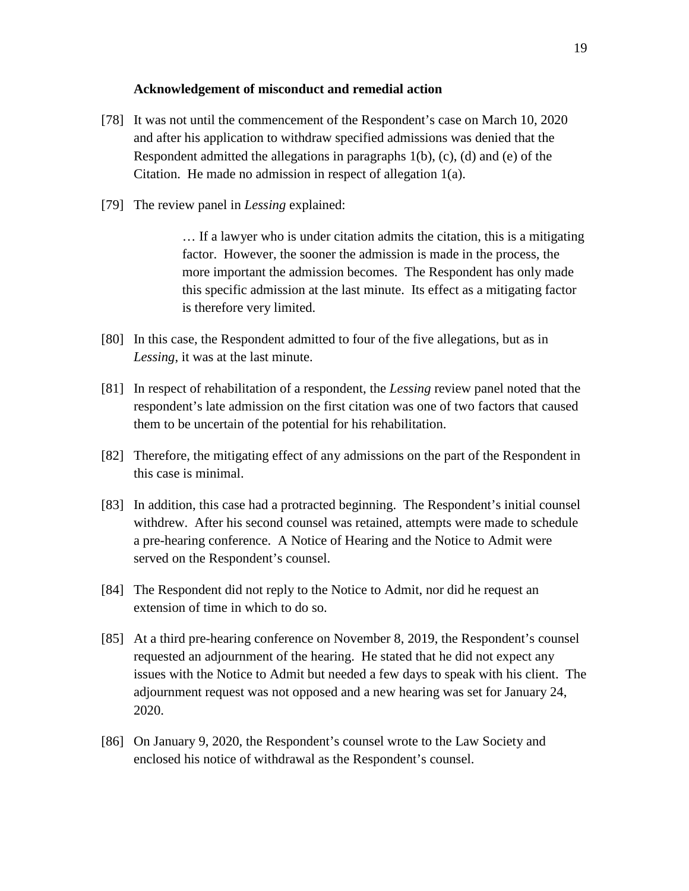**Acknowledgement of misconduct and remedial action**

[78] It was not until the commencement of the Respondent's case on March 10, 2020 and after his application to withdraw specified admissions was denied that the Respondent admitted the allegations in paragraphs 1(b), (c), (d) and (e) of the Citation. He made no admission in respect of allegation 1(a).

[79] The review panel in *Lessing* explained:

> … If a lawyer who is under citation admits the citation, this is a mitigating factor. However, the sooner the admission is made in the process, the more important the admission becomes. The Respondent has only made this specific admission at the last minute. Its effect as a mitigating factor is therefore very limited.

[80] In this case, the Respondent admitted to four of the five allegations, but as in *Lessing*, it was at the last minute.

[81] In respect of rehabilitation of a respondent, the *Lessing* review panel noted that the respondent's late admission on the first citation was one of two factors that caused them to be uncertain of the potential for his rehabilitation.

[82] Therefore, the mitigating effect of any admissions on the part of the Respondent in this case is minimal.

[83] In addition, this case had a protracted beginning. The Respondent's initial counsel withdrew. After his second counsel was retained, attempts were made to schedule a pre-hearing conference. A Notice of Hearing and the Notice to Admit were served on the Respondent's counsel.

[84] The Respondent did not reply to the Notice to Admit, nor did he request an extension of time in which to do so.

[85] At a third pre-hearing conference on November 8, 2019, the Respondent's counsel requested an adjournment of the hearing. He stated that he did not expect any issues with the Notice to Admit but needed a few days to speak with his client. The adjournment request was not opposed and a new hearing was set for January 24, 2020.

[86] On January 9, 2020, the Respondent's counsel wrote to the Law Society and enclosed his notice of withdrawal as the Respondent's counsel.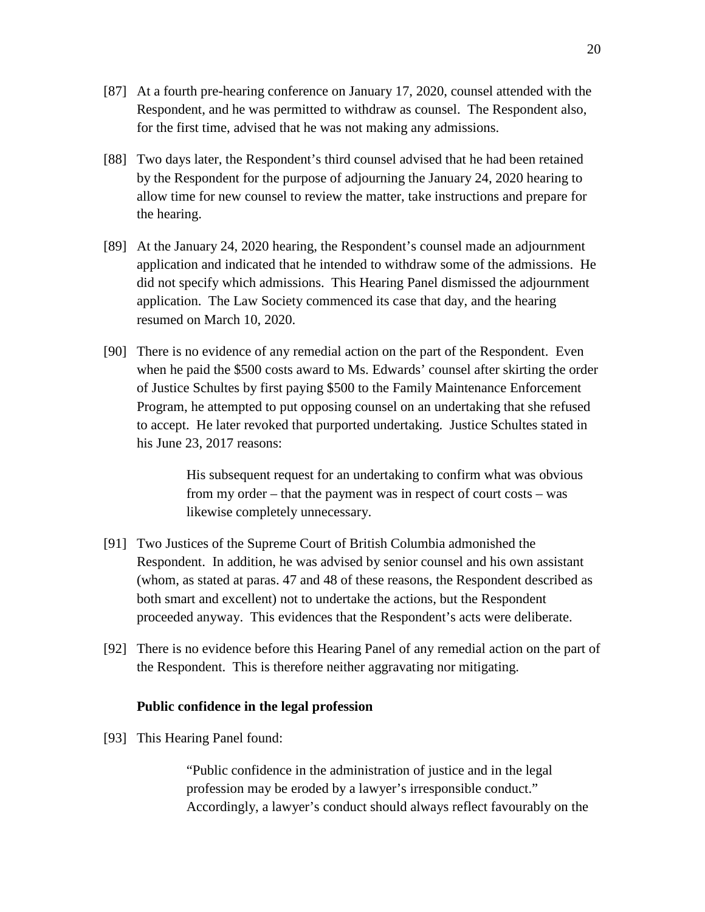[87] At a fourth pre-hearing conference on January 17, 2020, counsel attended with the Respondent, and he was permitted to withdraw as counsel. The Respondent also, for the first time, advised that he was not making any admissions.

[88] Two days later, the Respondent's third counsel advised that he had been retained by the Respondent for the purpose of adjourning the January 24, 2020 hearing to allow time for new counsel to review the matter, take instructions and prepare for the hearing.

[89] At the January 24, 2020 hearing, the Respondent's counsel made an adjournment application and indicated that he intended to withdraw some of the admissions. He did not specify which admissions. This Hearing Panel dismissed the adjournment application. The Law Society commenced its case that day, and the hearing resumed on March 10, 2020.

[90] There is no evidence of any remedial action on the part of the Respondent. Even when he paid the $500 costs award to Ms. Edwards' counsel after skirting the order of Justice Schultes by first paying $500 to the Family Maintenance Enforcement Program, he attempted to put opposing counsel on an undertaking that she refused to accept. He later revoked that purported undertaking. Justice Schultes stated in his June 23, 2017 reasons:

> His subsequent request for an undertaking to confirm what was obvious from my order – that the payment was in respect of court costs – was likewise completely unnecessary.

[91] Two Justices of the Supreme Court of British Columbia admonished the Respondent. In addition, he was advised by senior counsel and his own assistant (whom, as stated at paras. 47 and 48 of these reasons, the Respondent described as both smart and excellent) not to undertake the actions, but the Respondent proceeded anyway. This evidences that the Respondent's acts were deliberate.

[92] There is no evidence before this Hearing Panel of any remedial action on the part of the Respondent. This is therefore neither aggravating nor mitigating.

### Public confidence in the legal profession

[93] This Hearing Panel found:

> "Public confidence in the administration of justice and in the legal profession may be eroded by a lawyer's irresponsible conduct." Accordingly, a lawyer's conduct should always reflect favourably on the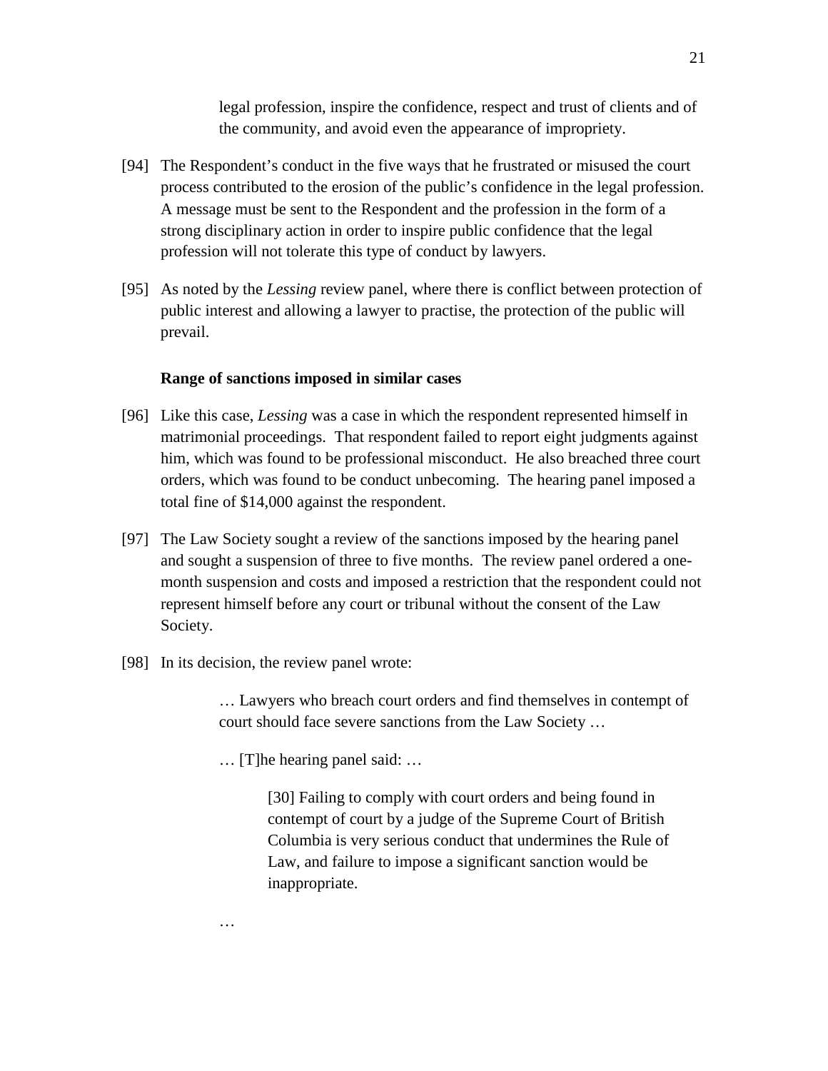> legal profession, inspire the confidence, respect and trust of clients and of the community, and avoid even the appearance of impropriety.

[94] The Respondent's conduct in the five ways that he frustrated or misused the court process contributed to the erosion of the public's confidence in the legal profession. A message must be sent to the Respondent and the profession in the form of a strong disciplinary action in order to inspire public confidence that the legal profession will not tolerate this type of conduct by lawyers.

[95] As noted by the *Lessing* review panel, where there is conflict between protection of public interest and allowing a lawyer to practise, the protection of the public will prevail.

**Range of sanctions imposed in similar cases**

[96] Like this case, *Lessing* was a case in which the respondent represented himself in matrimonial proceedings. That respondent failed to report eight judgments against him, which was found to be professional misconduct. He also breached three court orders, which was found to be conduct unbecoming. The hearing panel imposed a total fine of $14,000 against the respondent.

[97] The Law Society sought a review of the sanctions imposed by the hearing panel and sought a suspension of three to five months. The review panel ordered a one-month suspension and costs and imposed a restriction that the respondent could not represent himself before any court or tribunal without the consent of the Law Society.

[98] In its decision, the review panel wrote:

> … Lawyers who breach court orders and find themselves in contempt of court should face severe sanctions from the Law Society …
>
> … [T]he hearing panel said: …
>
> > [30] Failing to comply with court orders and being found in contempt of court by a judge of the Supreme Court of British Columbia is very serious conduct that undermines the Rule of Law, and failure to impose a significant sanction would be inappropriate.
>
> …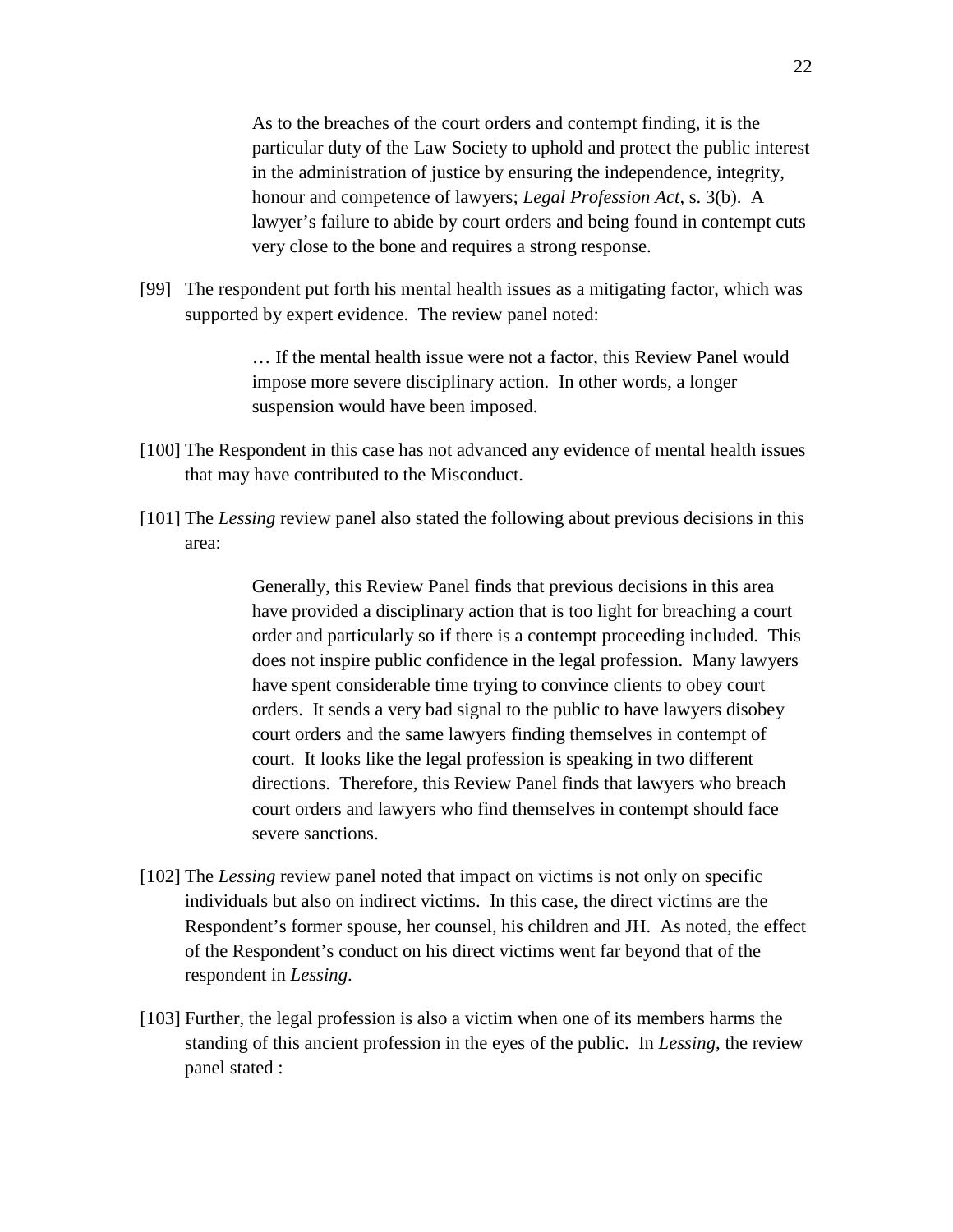> As to the breaches of the court orders and contempt finding, it is the particular duty of the Law Society to uphold and protect the public interest in the administration of justice by ensuring the independence, integrity, honour and competence of lawyers; *Legal Profession Act*, s. 3(b). A lawyer's failure to abide by court orders and being found in contempt cuts very close to the bone and requires a strong response.

[99] The respondent put forth his mental health issues as a mitigating factor, which was supported by expert evidence. The review panel noted:

> … If the mental health issue were not a factor, this Review Panel would impose more severe disciplinary action. In other words, a longer suspension would have been imposed.

[100] The Respondent in this case has not advanced any evidence of mental health issues that may have contributed to the Misconduct.

[101] The *Lessing* review panel also stated the following about previous decisions in this area:

> Generally, this Review Panel finds that previous decisions in this area have provided a disciplinary action that is too light for breaching a court order and particularly so if there is a contempt proceeding included. This does not inspire public confidence in the legal profession. Many lawyers have spent considerable time trying to convince clients to obey court orders. It sends a very bad signal to the public to have lawyers disobey court orders and the same lawyers finding themselves in contempt of court. It looks like the legal profession is speaking in two different directions. Therefore, this Review Panel finds that lawyers who breach court orders and lawyers who find themselves in contempt should face severe sanctions.

[102] The *Lessing* review panel noted that impact on victims is not only on specific individuals but also on indirect victims. In this case, the direct victims are the Respondent's former spouse, her counsel, his children and JH. As noted, the effect of the Respondent's conduct on his direct victims went far beyond that of the respondent in *Lessing*.

[103] Further, the legal profession is also a victim when one of its members harms the standing of this ancient profession in the eyes of the public. In *Lessing*, the review panel stated :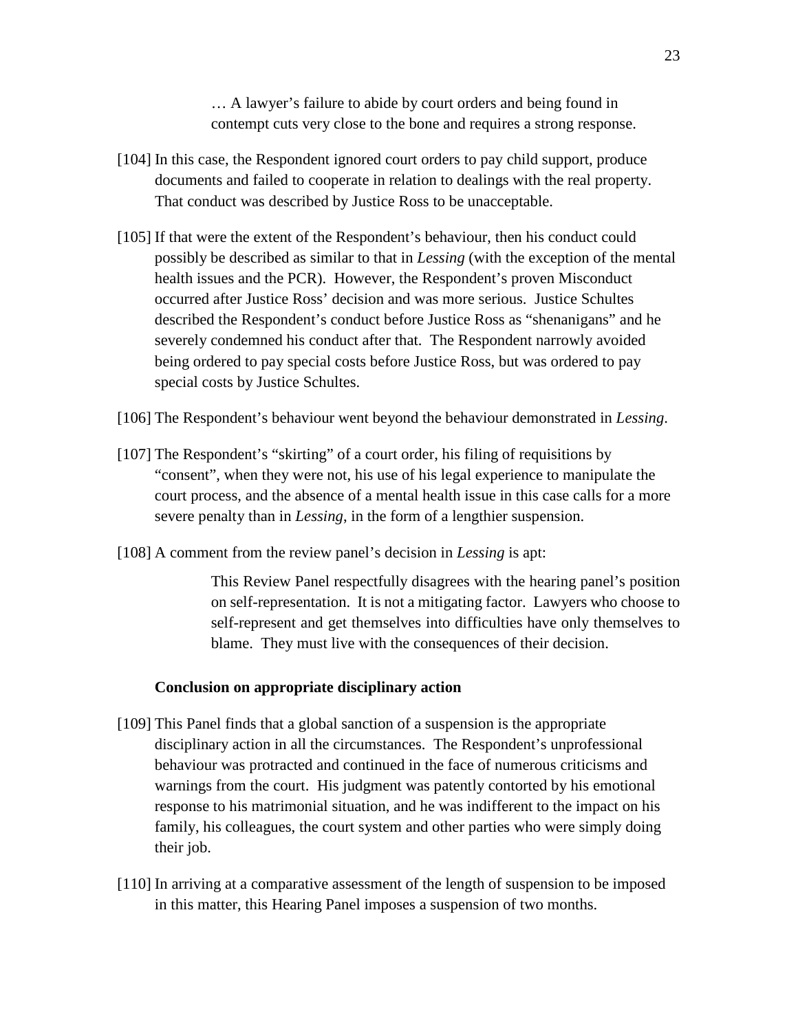> … A lawyer's failure to abide by court orders and being found in contempt cuts very close to the bone and requires a strong response.

[104] In this case, the Respondent ignored court orders to pay child support, produce documents and failed to cooperate in relation to dealings with the real property. That conduct was described by Justice Ross to be unacceptable.

[105] If that were the extent of the Respondent's behaviour, then his conduct could possibly be described as similar to that in *Lessing* (with the exception of the mental health issues and the PCR). However, the Respondent's proven Misconduct occurred after Justice Ross' decision and was more serious. Justice Schultes described the Respondent's conduct before Justice Ross as "shenanigans" and he severely condemned his conduct after that. The Respondent narrowly avoided being ordered to pay special costs before Justice Ross, but was ordered to pay special costs by Justice Schultes.

[106] The Respondent's behaviour went beyond the behaviour demonstrated in *Lessing*.

[107] The Respondent's "skirting" of a court order, his filing of requisitions by "consent", when they were not, his use of his legal experience to manipulate the court process, and the absence of a mental health issue in this case calls for a more severe penalty than in *Lessing*, in the form of a lengthier suspension.

[108] A comment from the review panel's decision in *Lessing* is apt:

> This Review Panel respectfully disagrees with the hearing panel's position on self-representation. It is not a mitigating factor. Lawyers who choose to self-represent and get themselves into difficulties have only themselves to blame. They must live with the consequences of their decision.

**Conclusion on appropriate disciplinary action**

[109] This Panel finds that a global sanction of a suspension is the appropriate disciplinary action in all the circumstances. The Respondent's unprofessional behaviour was protracted and continued in the face of numerous criticisms and warnings from the court. His judgment was patently contorted by his emotional response to his matrimonial situation, and he was indifferent to the impact on his family, his colleagues, the court system and other parties who were simply doing their job.

[110] In arriving at a comparative assessment of the length of suspension to be imposed in this matter, this Hearing Panel imposes a suspension of two months.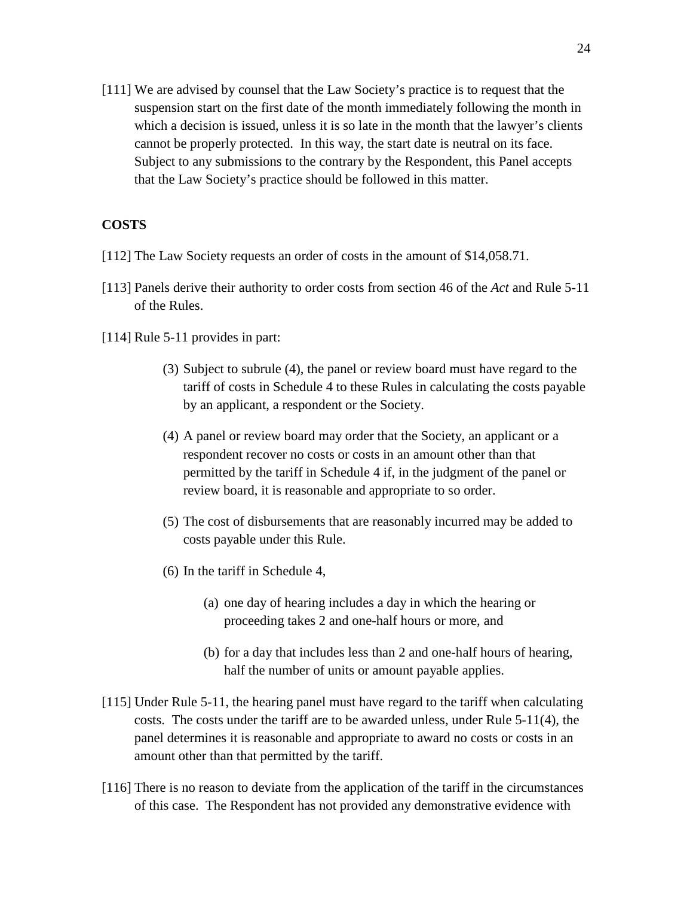[111] We are advised by counsel that the Law Society's practice is to request that the suspension start on the first date of the month immediately following the month in which a decision is issued, unless it is so late in the month that the lawyer's clients cannot be properly protected. In this way, the start date is neutral on its face. Subject to any submissions to the contrary by the Respondent, this Panel accepts that the Law Society's practice should be followed in this matter.

**COSTS**

[112] The Law Society requests an order of costs in the amount of $14,058.71.

[113] Panels derive their authority to order costs from section 46 of the *Act* and Rule 5-11 of the Rules.

[114] Rule 5-11 provides in part:

> (3) Subject to subrule (4), the panel or review board must have regard to the tariff of costs in Schedule 4 to these Rules in calculating the costs payable by an applicant, a respondent or the Society.
>
> (4) A panel or review board may order that the Society, an applicant or a respondent recover no costs or costs in an amount other than that permitted by the tariff in Schedule 4 if, in the judgment of the panel or review board, it is reasonable and appropriate to so order.
>
> (5) The cost of disbursements that are reasonably incurred may be added to costs payable under this Rule.
>
> (6) In the tariff in Schedule 4,
>
> > (a) one day of hearing includes a day in which the hearing or proceeding takes 2 and one-half hours or more, and
> >
> > (b) for a day that includes less than 2 and one-half hours of hearing, half the number of units or amount payable applies.

[115] Under Rule 5-11, the hearing panel must have regard to the tariff when calculating costs. The costs under the tariff are to be awarded unless, under Rule 5-11(4), the panel determines it is reasonable and appropriate to award no costs or costs in an amount other than that permitted by the tariff.

[116] There is no reason to deviate from the application of the tariff in the circumstances of this case. The Respondent has not provided any demonstrative evidence with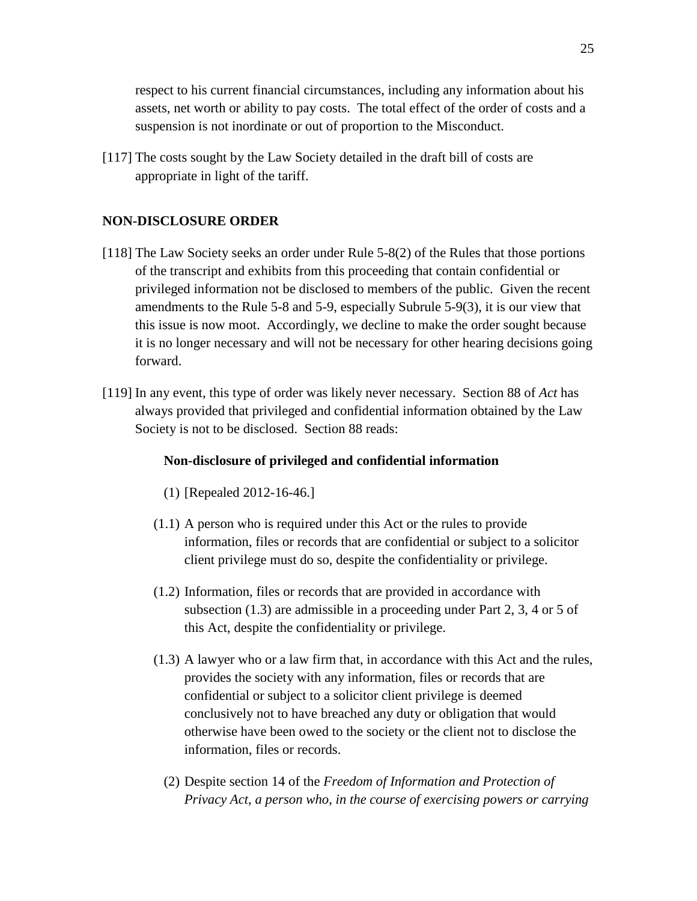respect to his current financial circumstances, including any information about his assets, net worth or ability to pay costs. The total effect of the order of costs and a suspension is not inordinate or out of proportion to the Misconduct.

[117] The costs sought by the Law Society detailed in the draft bill of costs are appropriate in light of the tariff.

## NON-DISCLOSURE ORDER

[118] The Law Society seeks an order under Rule 5-8(2) of the Rules that those portions of the transcript and exhibits from this proceeding that contain confidential or privileged information not be disclosed to members of the public. Given the recent amendments to the Rule 5-8 and 5-9, especially Subrule 5-9(3), it is our view that this issue is now moot. Accordingly, we decline to make the order sought because it is no longer necessary and will not be necessary for other hearing decisions going forward.

[119] In any event, this type of order was likely never necessary. Section 88 of *Act* has always provided that privileged and confidential information obtained by the Law Society is not to be disclosed. Section 88 reads:

> **Non-disclosure of privileged and confidential information**
>
> (1) [Repealed 2012-16-46.]
>
> (1.1) A person who is required under this Act or the rules to provide information, files or records that are confidential or subject to a solicitor client privilege must do so, despite the confidentiality or privilege.
>
> (1.2) Information, files or records that are provided in accordance with subsection (1.3) are admissible in a proceeding under Part 2, 3, 4 or 5 of this Act, despite the confidentiality or privilege.
>
> (1.3) A lawyer who or a law firm that, in accordance with this Act and the rules, provides the society with any information, files or records that are confidential or subject to a solicitor client privilege is deemed conclusively not to have breached any duty or obligation that would otherwise have been owed to the society or the client not to disclose the information, files or records.
>
> (2) Despite section 14 of the *Freedom of Information and Protection of Privacy Act*, *a person who, in the course of exercising powers or carrying*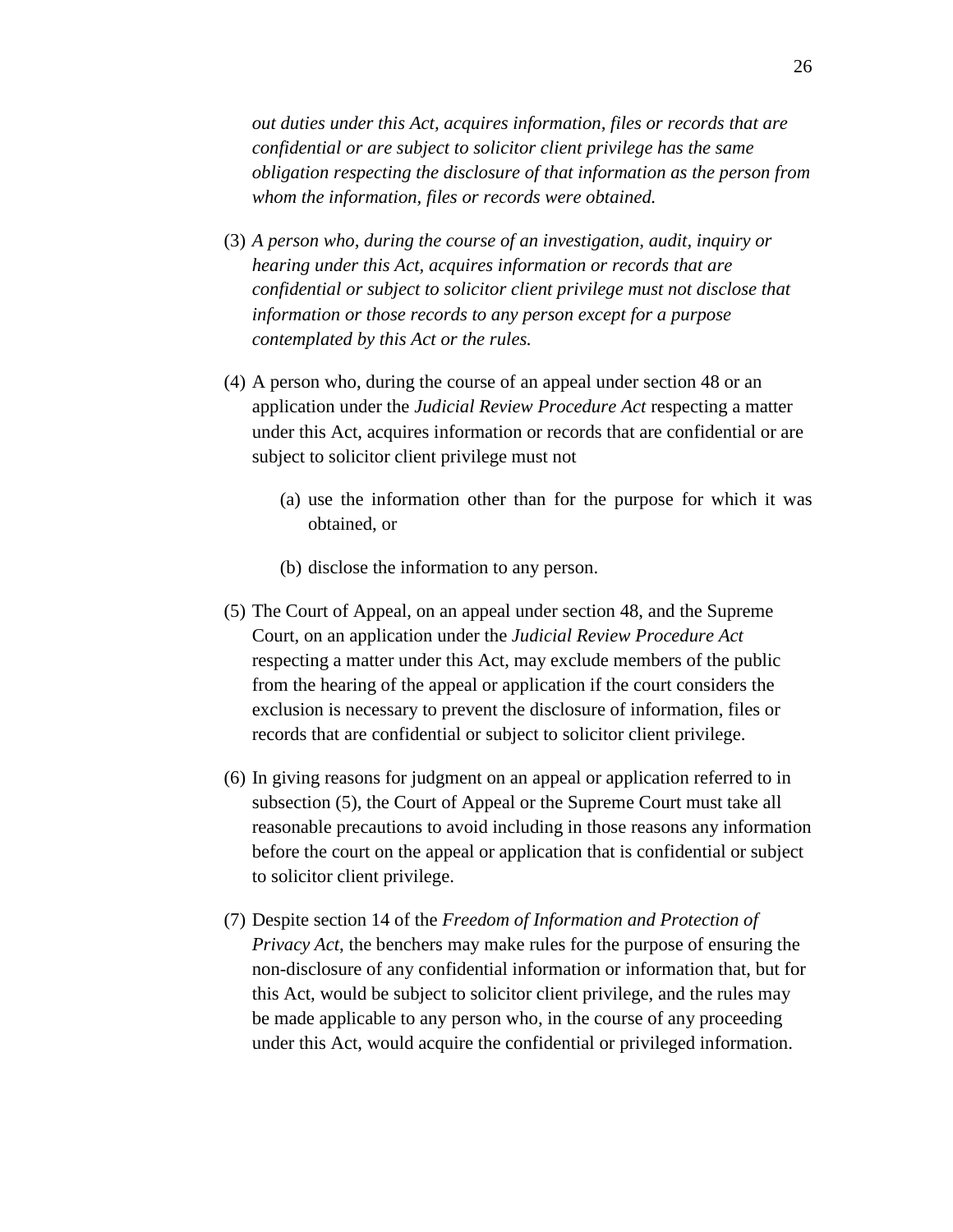*out duties under this Act, acquires information, files or records that are confidential or are subject to solicitor client privilege has the same obligation respecting the disclosure of that information as the person from whom the information, files or records were obtained.*

(3) *A person who, during the course of an investigation, audit, inquiry or hearing under this Act, acquires information or records that are confidential or subject to solicitor client privilege must not disclose that information or those records to any person except for a purpose contemplated by this Act or the rules.*

(4) A person who, during the course of an appeal under section 48 or an application under the *Judicial Review Procedure Act* respecting a matter under this Act, acquires information or records that are confidential or are subject to solicitor client privilege must not

> (a) use the information other than for the purpose for which it was obtained, or
>
> (b) disclose the information to any person.

(5) The Court of Appeal, on an appeal under section 48, and the Supreme Court, on an application under the *Judicial Review Procedure Act* respecting a matter under this Act, may exclude members of the public from the hearing of the appeal or application if the court considers the exclusion is necessary to prevent the disclosure of information, files or records that are confidential or subject to solicitor client privilege.

(6) In giving reasons for judgment on an appeal or application referred to in subsection (5), the Court of Appeal or the Supreme Court must take all reasonable precautions to avoid including in those reasons any information before the court on the appeal or application that is confidential or subject to solicitor client privilege.

(7) Despite section 14 of the *Freedom of Information and Protection of Privacy Act*, the benchers may make rules for the purpose of ensuring the non-disclosure of any confidential information or information that, but for this Act, would be subject to solicitor client privilege, and the rules may be made applicable to any person who, in the course of any proceeding under this Act, would acquire the confidential or privileged information.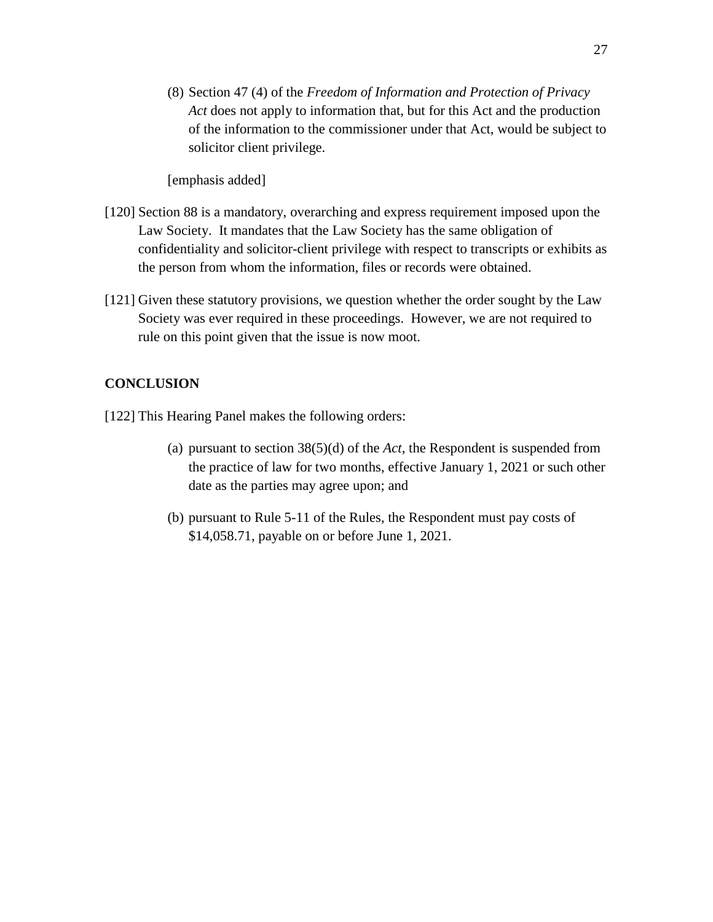(8) Section 47 (4) of the *Freedom of Information and Protection of Privacy Act* does not apply to information that, but for this Act and the production of the information to the commissioner under that Act, would be subject to solicitor client privilege.

[emphasis added]

[120] Section 88 is a mandatory, overarching and express requirement imposed upon the Law Society. It mandates that the Law Society has the same obligation of confidentiality and solicitor-client privilege with respect to transcripts or exhibits as the person from whom the information, files or records were obtained.

[121] Given these statutory provisions, we question whether the order sought by the Law Society was ever required in these proceedings. However, we are not required to rule on this point given that the issue is now moot.

**CONCLUSION**

[122] This Hearing Panel makes the following orders:

(a) pursuant to section 38(5)(d) of the *Act*, the Respondent is suspended from the practice of law for two months, effective January 1, 2021 or such other date as the parties may agree upon; and

(b) pursuant to Rule 5-11 of the Rules, the Respondent must pay costs of $14,058.71, payable on or before June 1, 2021.